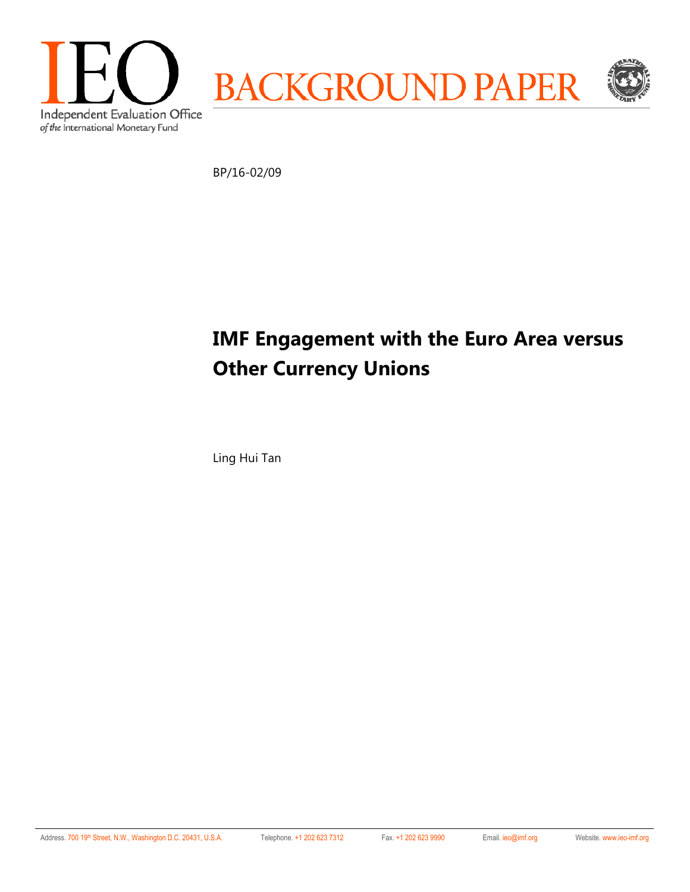IEO

Independent Evaluation Office
*of the* International Monetary Fund

BACKGROUND PAPER

BP/16-02/09

# IMF Engagement with the Euro Area versus Other Currency Unions

Ling Hui Tan

Address. 700 19th Street, N.W., Washington D.C. 20431, U.S.A. Telephone. +1 202 623 7312 Fax. +1 202 623 9990 Email. ieo@imf.org Website. www.ieo-imf.org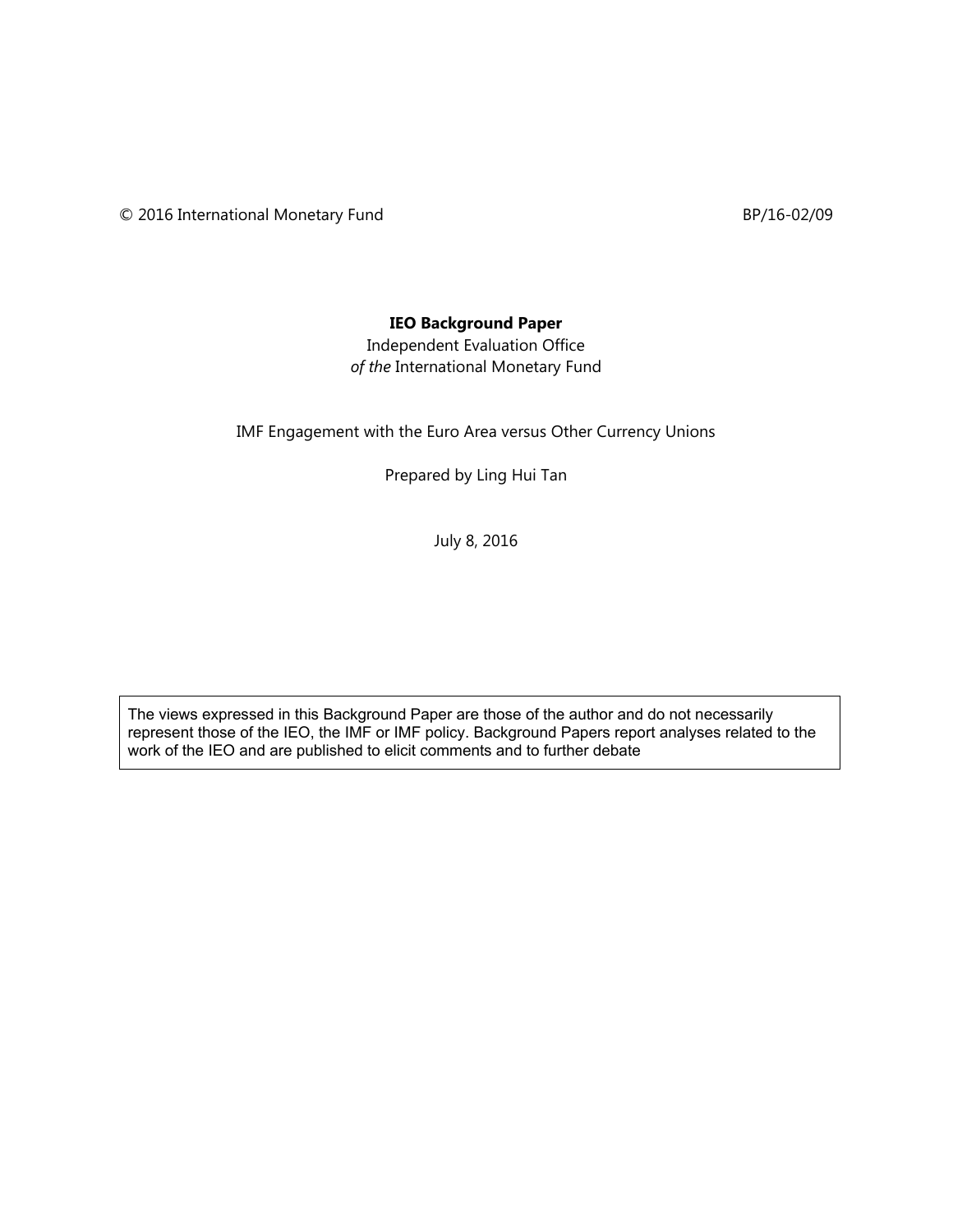© 2016 International Monetary Fund BP/16-02/09

**IEO Background Paper**

Independent Evaluation Office
*of the* International Monetary Fund

IMF Engagement with the Euro Area versus Other Currency Unions

Prepared by Ling Hui Tan

July 8, 2016

The views expressed in this Background Paper are those of the author and do not necessarily represent those of the IEO, the IMF or IMF policy. Background Papers report analyses related to the work of the IEO and are published to elicit comments and to further debate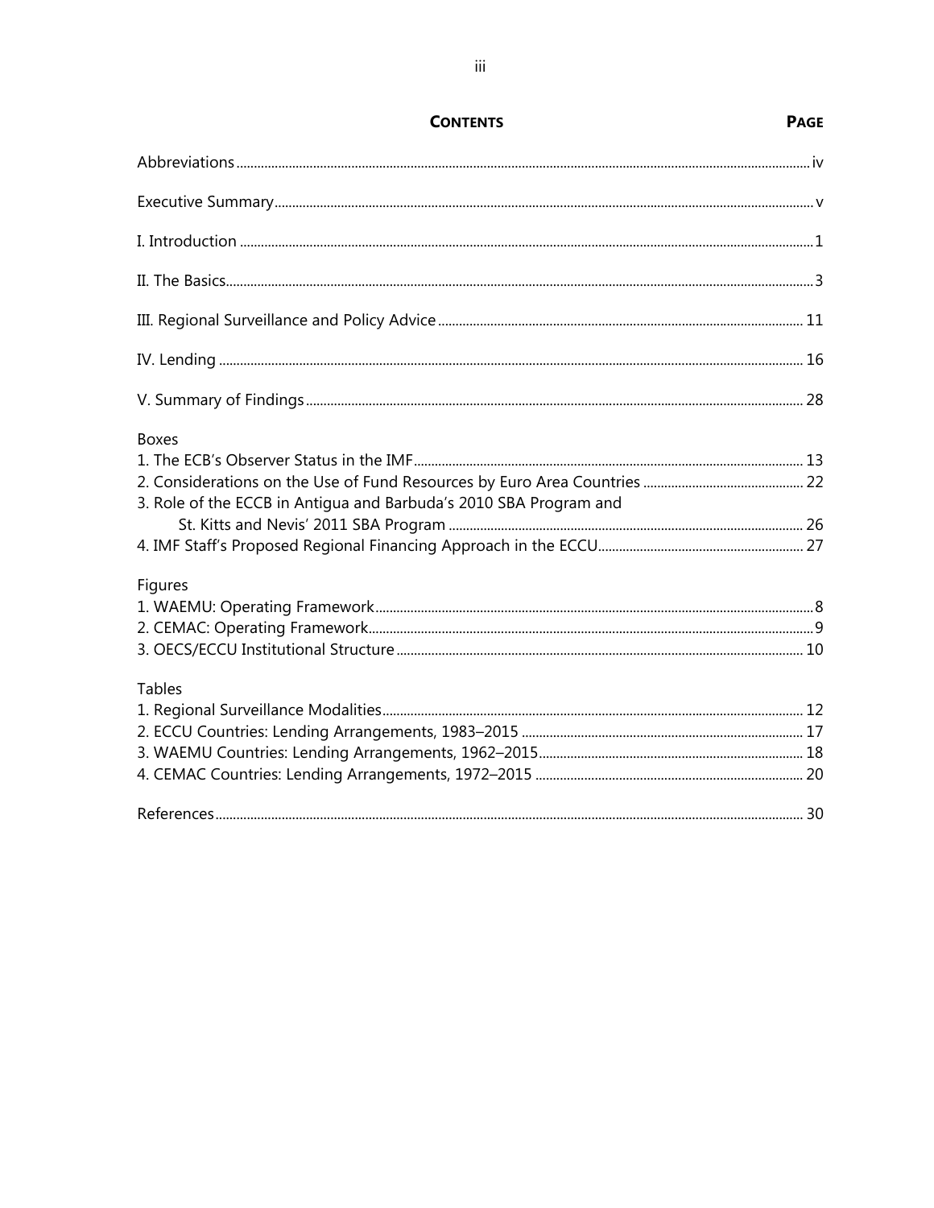# CONTENTS

| | PAGE |
|---|---|
| Abbreviations | iv |
| Executive Summary | v |
| I. Introduction | 1 |
| II. The Basics | 3 |
| III. Regional Surveillance and Policy Advice | 11 |
| IV. Lending | 16 |
| V. Summary of Findings | 28 |

**Boxes**

| | |
|---|---|
| 1. The ECB's Observer Status in the IMF | 13 |
| 2. Considerations on the Use of Fund Resources by Euro Area Countries | 22 |
| 3. Role of the ECCB in Antigua and Barbuda's 2010 SBA Program and St. Kitts and Nevis' 2011 SBA Program | 26 |
| 4. IMF Staff's Proposed Regional Financing Approach in the ECCU | 27 |

**Figures**

| | |
|---|---|
| 1. WAEMU: Operating Framework | 8 |
| 2. CEMAC: Operating Framework | 9 |
| 3. OECS/ECCU Institutional Structure | 10 |

**Tables**

| | |
|---|---|
| 1. Regional Surveillance Modalities | 12 |
| 2. ECCU Countries: Lending Arrangements, 1983–2015 | 17 |
| 3. WAEMU Countries: Lending Arrangements, 1962–2015 | 18 |
| 4. CEMAC Countries: Lending Arrangements, 1972–2015 | 20 |

| | |
|---|---|
| References | 30 |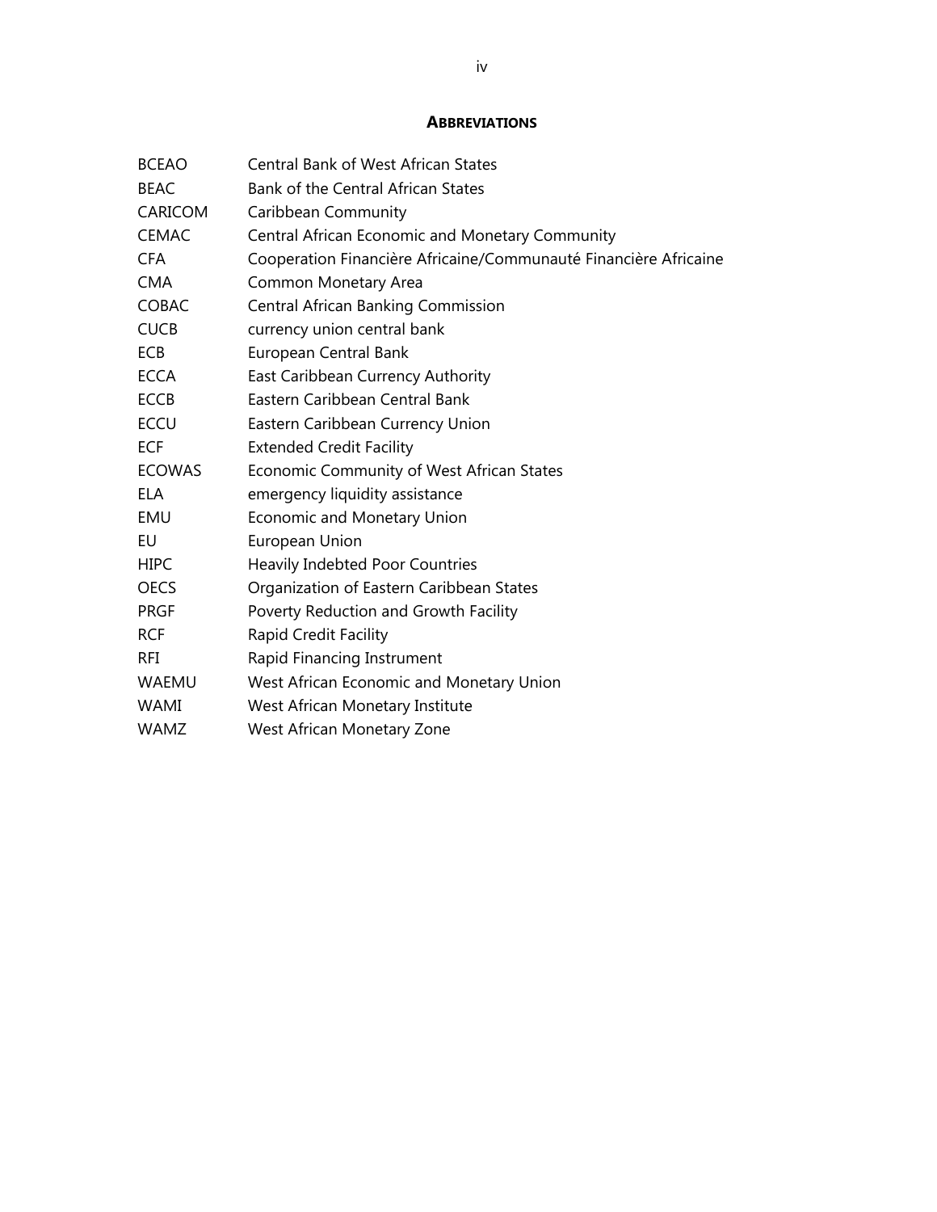## ABBREVIATIONS

| | |
|---|---|
| BCEAO | Central Bank of West African States |
| BEAC | Bank of the Central African States |
| CARICOM | Caribbean Community |
| CEMAC | Central African Economic and Monetary Community |
| CFA | Cooperation Financière Africaine/Communauté Financière Africaine |
| CMA | Common Monetary Area |
| COBAC | Central African Banking Commission |
| CUCB | currency union central bank |
| ECB | European Central Bank |
| ECCA | East Caribbean Currency Authority |
| ECCB | Eastern Caribbean Central Bank |
| ECCU | Eastern Caribbean Currency Union |
| ECF | Extended Credit Facility |
| ECOWAS | Economic Community of West African States |
| ELA | emergency liquidity assistance |
| EMU | Economic and Monetary Union |
| EU | European Union |
| HIPC | Heavily Indebted Poor Countries |
| OECS | Organization of Eastern Caribbean States |
| PRGF | Poverty Reduction and Growth Facility |
| RCF | Rapid Credit Facility |
| RFI | Rapid Financing Instrument |
| WAEMU | West African Economic and Monetary Union |
| WAMI | West African Monetary Institute |
| WAMZ | West African Monetary Zone |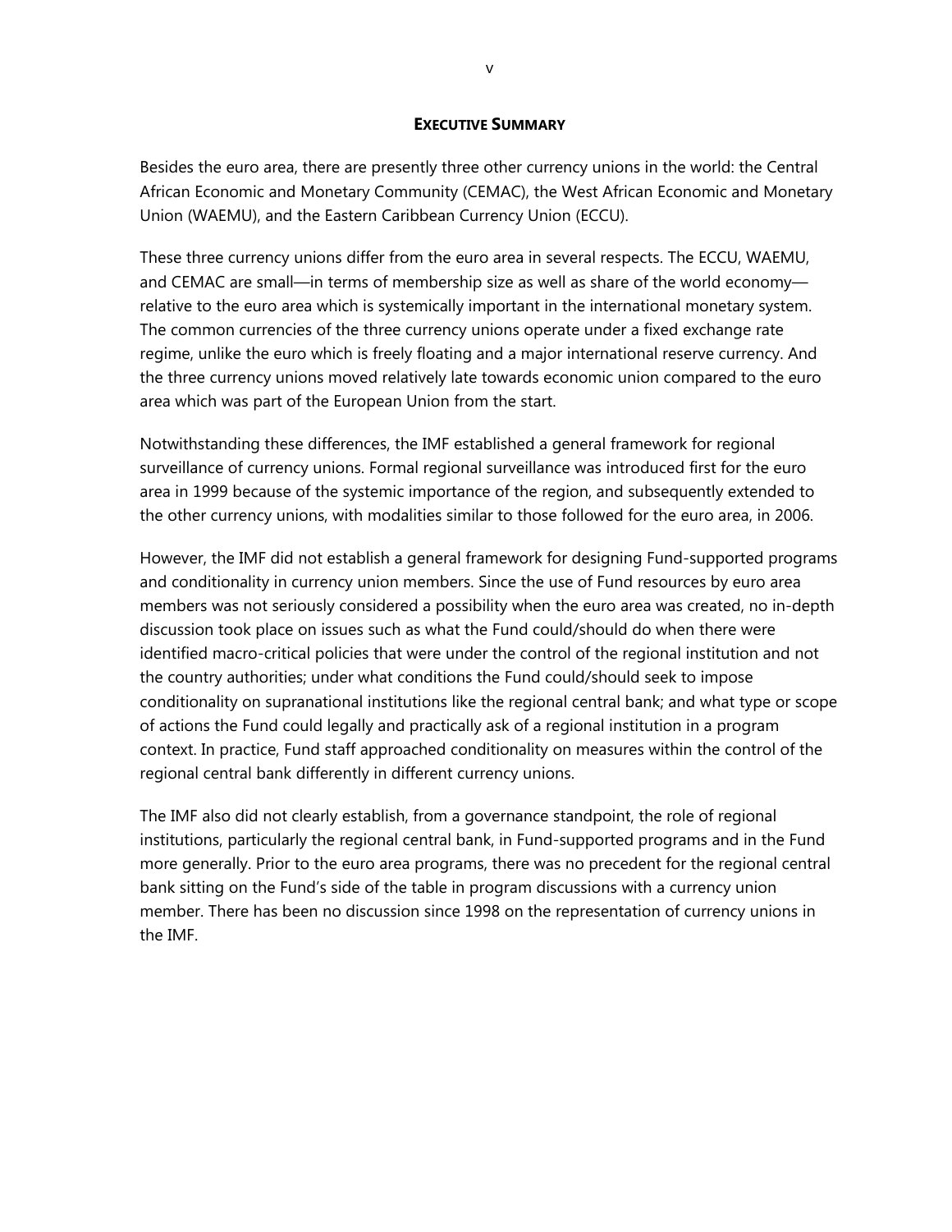## EXECUTIVE SUMMARY

Besides the euro area, there are presently three other currency unions in the world: the Central African Economic and Monetary Community (CEMAC), the West African Economic and Monetary Union (WAEMU), and the Eastern Caribbean Currency Union (ECCU).

These three currency unions differ from the euro area in several respects. The ECCU, WAEMU, and CEMAC are small—in terms of membership size as well as share of the world economy—relative to the euro area which is systemically important in the international monetary system. The common currencies of the three currency unions operate under a fixed exchange rate regime, unlike the euro which is freely floating and a major international reserve currency. And the three currency unions moved relatively late towards economic union compared to the euro area which was part of the European Union from the start.

Notwithstanding these differences, the IMF established a general framework for regional surveillance of currency unions. Formal regional surveillance was introduced first for the euro area in 1999 because of the systemic importance of the region, and subsequently extended to the other currency unions, with modalities similar to those followed for the euro area, in 2006.

However, the IMF did not establish a general framework for designing Fund-supported programs and conditionality in currency union members. Since the use of Fund resources by euro area members was not seriously considered a possibility when the euro area was created, no in-depth discussion took place on issues such as what the Fund could/should do when there were identified macro-critical policies that were under the control of the regional institution and not the country authorities; under what conditions the Fund could/should seek to impose conditionality on supranational institutions like the regional central bank; and what type or scope of actions the Fund could legally and practically ask of a regional institution in a program context. In practice, Fund staff approached conditionality on measures within the control of the regional central bank differently in different currency unions.

The IMF also did not clearly establish, from a governance standpoint, the role of regional institutions, particularly the regional central bank, in Fund-supported programs and in the Fund more generally. Prior to the euro area programs, there was no precedent for the regional central bank sitting on the Fund's side of the table in program discussions with a currency union member. There has been no discussion since 1998 on the representation of currency unions in the IMF.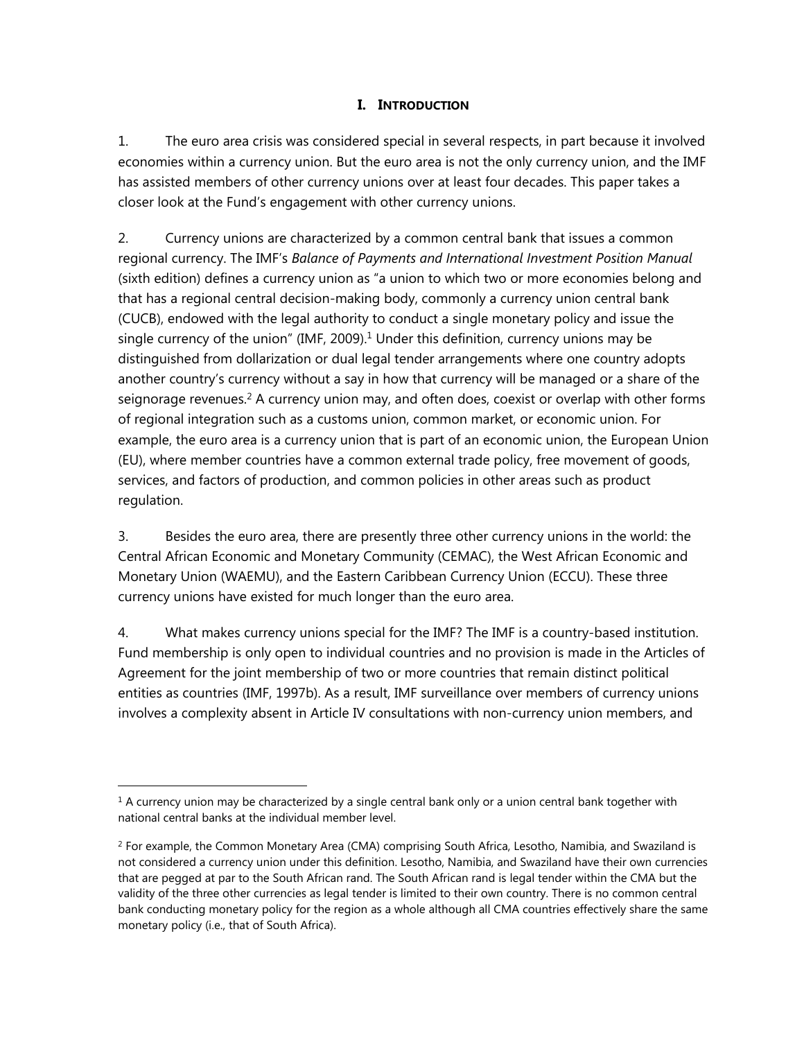# I. INTRODUCTION

1. The euro area crisis was considered special in several respects, in part because it involved economies within a currency union. But the euro area is not the only currency union, and the IMF has assisted members of other currency unions over at least four decades. This paper takes a closer look at the Fund's engagement with other currency unions.

2. Currency unions are characterized by a common central bank that issues a common regional currency. The IMF's *Balance of Payments and International Investment Position Manual* (sixth edition) defines a currency union as "a union to which two or more economies belong and that has a regional central decision-making body, commonly a currency union central bank (CUCB), endowed with the legal authority to conduct a single monetary policy and issue the single currency of the union" (IMF, 2009).[1] Under this definition, currency unions may be distinguished from dollarization or dual legal tender arrangements where one country adopts another country's currency without a say in how that currency will be managed or a share of the seignorage revenues.[2] A currency union may, and often does, coexist or overlap with other forms of regional integration such as a customs union, common market, or economic union. For example, the euro area is a currency union that is part of an economic union, the European Union (EU), where member countries have a common external trade policy, free movement of goods, services, and factors of production, and common policies in other areas such as product regulation.

3. Besides the euro area, there are presently three other currency unions in the world: the Central African Economic and Monetary Community (CEMAC), the West African Economic and Monetary Union (WAEMU), and the Eastern Caribbean Currency Union (ECCU). These three currency unions have existed for much longer than the euro area.

4. What makes currency unions special for the IMF? The IMF is a country-based institution. Fund membership is only open to individual countries and no provision is made in the Articles of Agreement for the joint membership of two or more countries that remain distinct political entities as countries (IMF, 1997b). As a result, IMF surveillance over members of currency unions involves a complexity absent in Article IV consultations with non-currency union members, and

---

[1] A currency union may be characterized by a single central bank only or a union central bank together with national central banks at the individual member level.

[2] For example, the Common Monetary Area (CMA) comprising South Africa, Lesotho, Namibia, and Swaziland is not considered a currency union under this definition. Lesotho, Namibia, and Swaziland have their own currencies that are pegged at par to the South African rand. The South African rand is legal tender within the CMA but the validity of the three other currencies as legal tender is limited to their own country. There is no common central bank conducting monetary policy for the region as a whole although all CMA countries effectively share the same monetary policy (i.e., that of South Africa).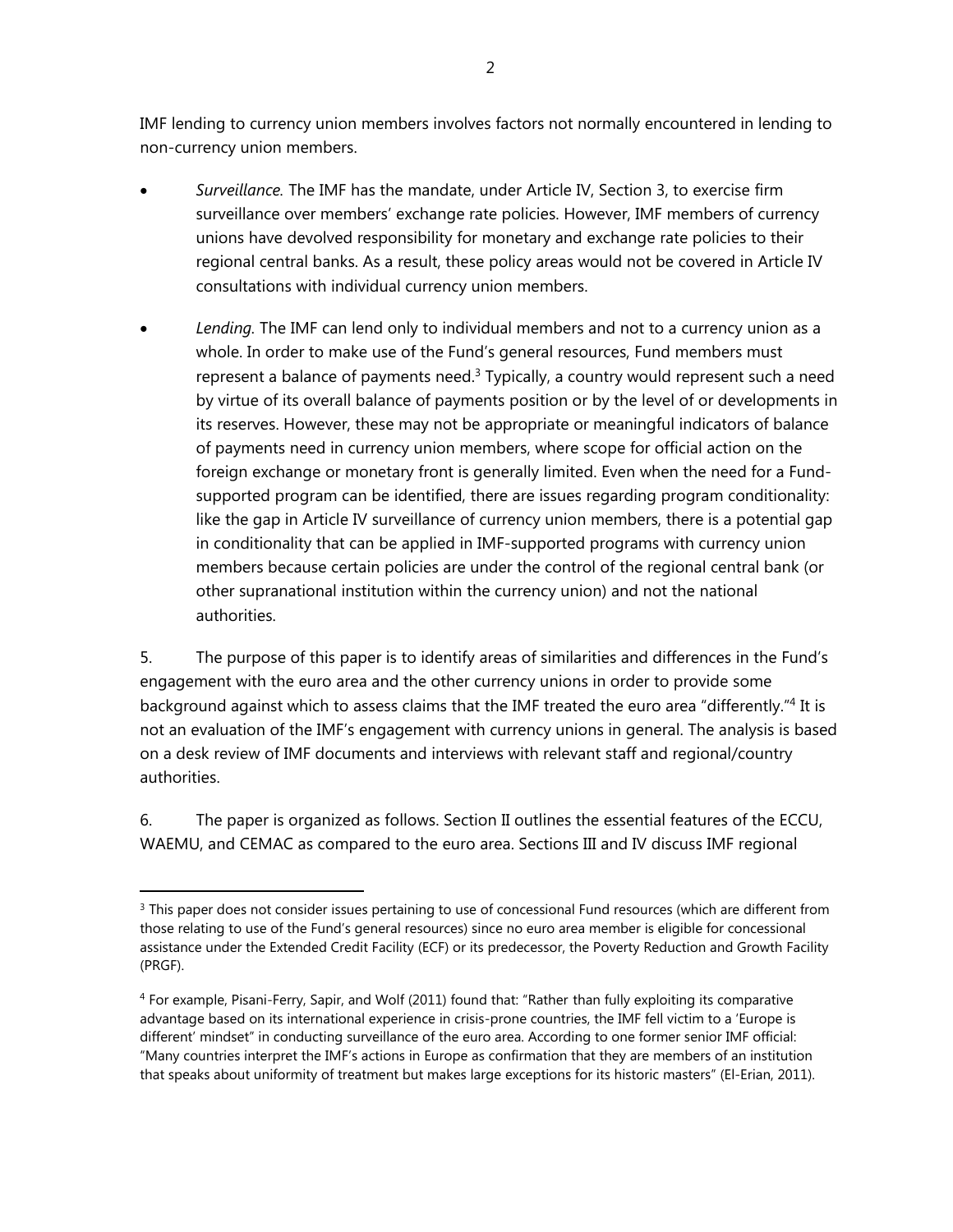IMF lending to currency union members involves factors not normally encountered in lending to non-currency union members.

- *Surveillance.* The IMF has the mandate, under Article IV, Section 3, to exercise firm surveillance over members' exchange rate policies. However, IMF members of currency unions have devolved responsibility for monetary and exchange rate policies to their regional central banks. As a result, these policy areas would not be covered in Article IV consultations with individual currency union members.
- *Lending.* The IMF can lend only to individual members and not to a currency union as a whole. In order to make use of the Fund's general resources, Fund members must represent a balance of payments need.[3] Typically, a country would represent such a need by virtue of its overall balance of payments position or by the level of or developments in its reserves. However, these may not be appropriate or meaningful indicators of balance of payments need in currency union members, where scope for official action on the foreign exchange or monetary front is generally limited. Even when the need for a Fund-supported program can be identified, there are issues regarding program conditionality: like the gap in Article IV surveillance of currency union members, there is a potential gap in conditionality that can be applied in IMF-supported programs with currency union members because certain policies are under the control of the regional central bank (or other supranational institution within the currency union) and not the national authorities.

5. The purpose of this paper is to identify areas of similarities and differences in the Fund's engagement with the euro area and the other currency unions in order to provide some background against which to assess claims that the IMF treated the euro area "differently."[4] It is not an evaluation of the IMF's engagement with currency unions in general. The analysis is based on a desk review of IMF documents and interviews with relevant staff and regional/country authorities.

6. The paper is organized as follows. Section II outlines the essential features of the ECCU, WAEMU, and CEMAC as compared to the euro area. Sections III and IV discuss IMF regional

---

[3] This paper does not consider issues pertaining to use of concessional Fund resources (which are different from those relating to use of the Fund's general resources) since no euro area member is eligible for concessional assistance under the Extended Credit Facility (ECF) or its predecessor, the Poverty Reduction and Growth Facility (PRGF).

[4] For example, Pisani-Ferry, Sapir, and Wolf (2011) found that: "Rather than fully exploiting its comparative advantage based on its international experience in crisis-prone countries, the IMF fell victim to a 'Europe is different' mindset" in conducting surveillance of the euro area. According to one former senior IMF official: "Many countries interpret the IMF's actions in Europe as confirmation that they are members of an institution that speaks about uniformity of treatment but makes large exceptions for its historic masters" (El-Erian, 2011).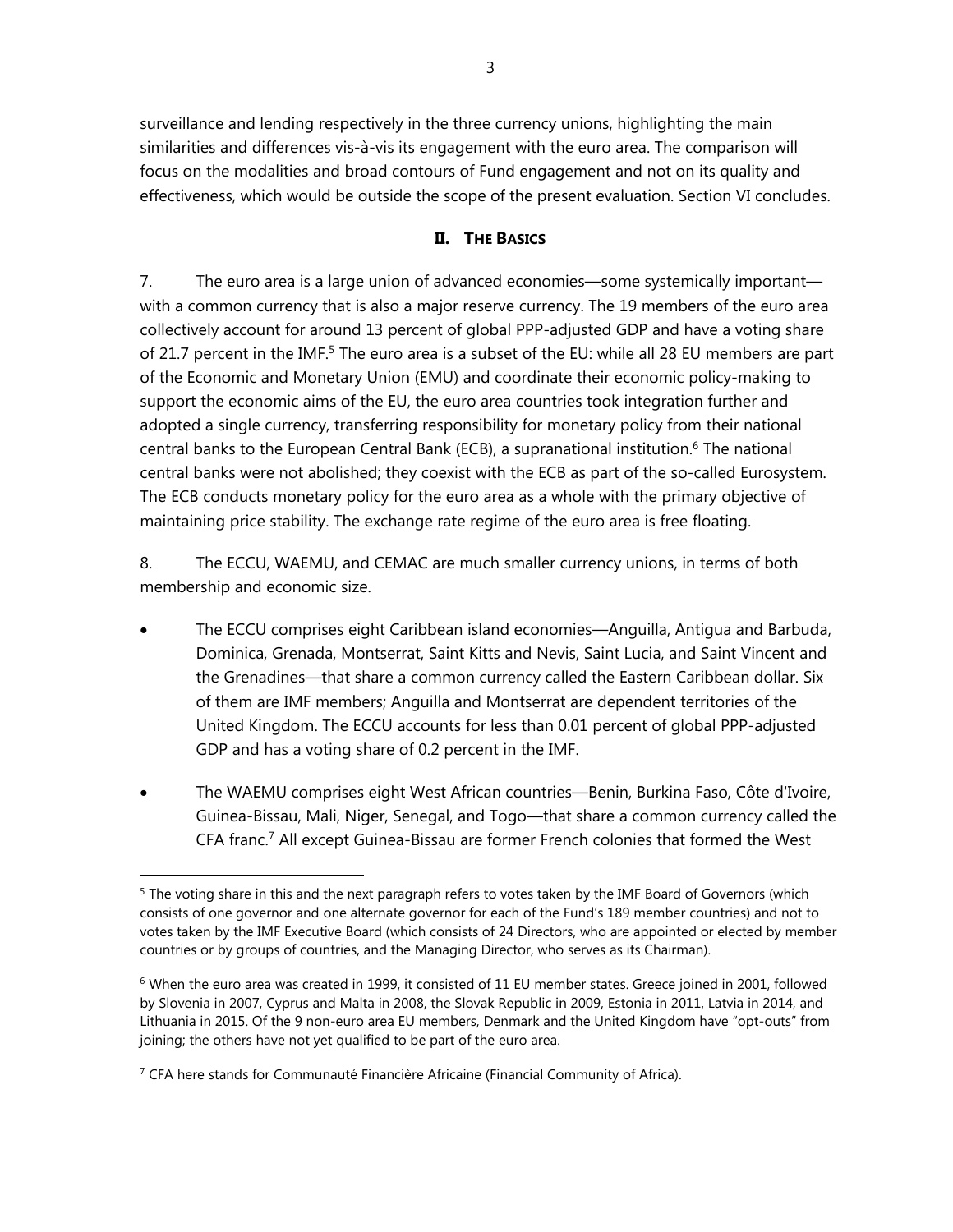surveillance and lending respectively in the three currency unions, highlighting the main similarities and differences vis-à-vis its engagement with the euro area. The comparison will focus on the modalities and broad contours of Fund engagement and not on its quality and effectiveness, which would be outside the scope of the present evaluation. Section VI concludes.

## II. THE BASICS

7. The euro area is a large union of advanced economies—some systemically important—with a common currency that is also a major reserve currency. The 19 members of the euro area collectively account for around 13 percent of global PPP-adjusted GDP and have a voting share of 21.7 percent in the IMF.[5] The euro area is a subset of the EU: while all 28 EU members are part of the Economic and Monetary Union (EMU) and coordinate their economic policy-making to support the economic aims of the EU, the euro area countries took integration further and adopted a single currency, transferring responsibility for monetary policy from their national central banks to the European Central Bank (ECB), a supranational institution.[6] The national central banks were not abolished; they coexist with the ECB as part of the so-called Eurosystem. The ECB conducts monetary policy for the euro area as a whole with the primary objective of maintaining price stability. The exchange rate regime of the euro area is free floating.

8. The ECCU, WAEMU, and CEMAC are much smaller currency unions, in terms of both membership and economic size.

- The ECCU comprises eight Caribbean island economies—Anguilla, Antigua and Barbuda, Dominica, Grenada, Montserrat, Saint Kitts and Nevis, Saint Lucia, and Saint Vincent and the Grenadines—that share a common currency called the Eastern Caribbean dollar. Six of them are IMF members; Anguilla and Montserrat are dependent territories of the United Kingdom. The ECCU accounts for less than 0.01 percent of global PPP-adjusted GDP and has a voting share of 0.2 percent in the IMF.

- The WAEMU comprises eight West African countries—Benin, Burkina Faso, Côte d'Ivoire, Guinea-Bissau, Mali, Niger, Senegal, and Togo—that share a common currency called the CFA franc.[7] All except Guinea-Bissau are former French colonies that formed the West

---

[5] The voting share in this and the next paragraph refers to votes taken by the IMF Board of Governors (which consists of one governor and one alternate governor for each of the Fund's 189 member countries) and not to votes taken by the IMF Executive Board (which consists of 24 Directors, who are appointed or elected by member countries or by groups of countries, and the Managing Director, who serves as its Chairman).

[6] When the euro area was created in 1999, it consisted of 11 EU member states. Greece joined in 2001, followed by Slovenia in 2007, Cyprus and Malta in 2008, the Slovak Republic in 2009, Estonia in 2011, Latvia in 2014, and Lithuania in 2015. Of the 9 non-euro area EU members, Denmark and the United Kingdom have "opt-outs" from joining; the others have not yet qualified to be part of the euro area.

[7] CFA here stands for Communauté Financière Africaine (Financial Community of Africa).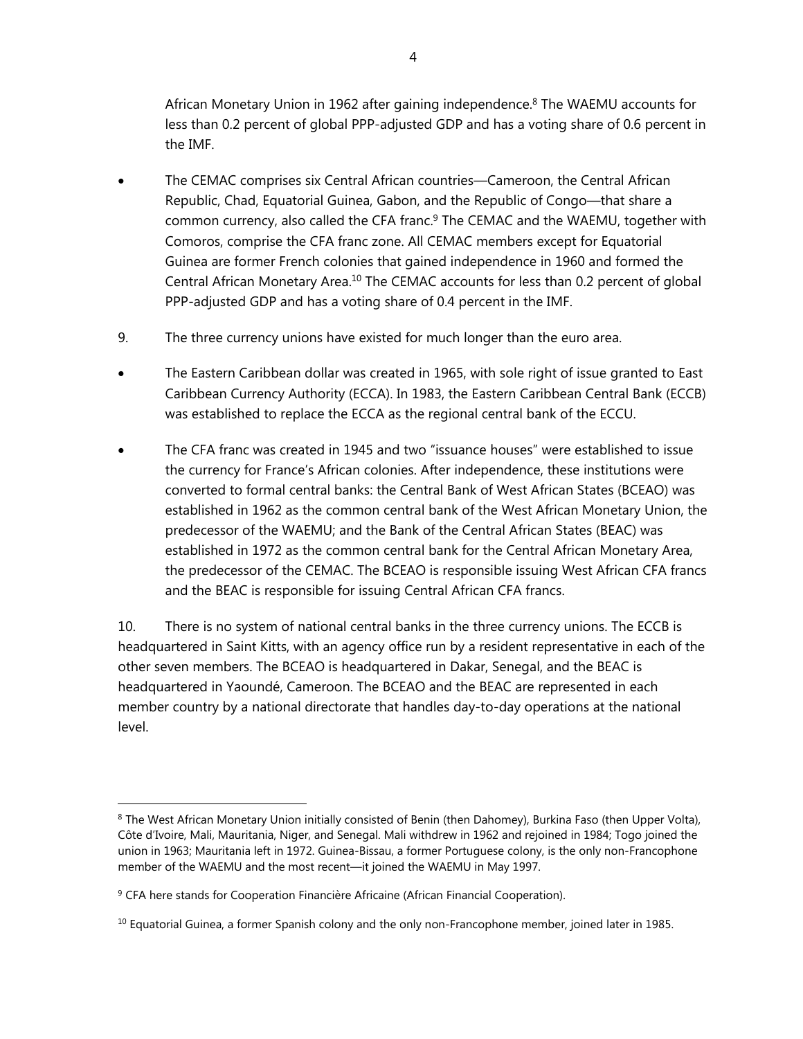African Monetary Union in 1962 after gaining independence.[8] The WAEMU accounts for less than 0.2 percent of global PPP-adjusted GDP and has a voting share of 0.6 percent in the IMF.

- The CEMAC comprises six Central African countries—Cameroon, the Central African Republic, Chad, Equatorial Guinea, Gabon, and the Republic of Congo—that share a common currency, also called the CFA franc.[9] The CEMAC and the WAEMU, together with Comoros, comprise the CFA franc zone. All CEMAC members except for Equatorial Guinea are former French colonies that gained independence in 1960 and formed the Central African Monetary Area.[10] The CEMAC accounts for less than 0.2 percent of global PPP-adjusted GDP and has a voting share of 0.4 percent in the IMF.

9. The three currency unions have existed for much longer than the euro area.

- The Eastern Caribbean dollar was created in 1965, with sole right of issue granted to East Caribbean Currency Authority (ECCA). In 1983, the Eastern Caribbean Central Bank (ECCB) was established to replace the ECCA as the regional central bank of the ECCU.

- The CFA franc was created in 1945 and two "issuance houses" were established to issue the currency for France's African colonies. After independence, these institutions were converted to formal central banks: the Central Bank of West African States (BCEAO) was established in 1962 as the common central bank of the West African Monetary Union, the predecessor of the WAEMU; and the Bank of the Central African States (BEAC) was established in 1972 as the common central bank for the Central African Monetary Area, the predecessor of the CEMAC. The BCEAO is responsible issuing West African CFA francs and the BEAC is responsible for issuing Central African CFA francs.

10. There is no system of national central banks in the three currency unions. The ECCB is headquartered in Saint Kitts, with an agency office run by a resident representative in each of the other seven members. The BCEAO is headquartered in Dakar, Senegal, and the BEAC is headquartered in Yaoundé, Cameroon. The BCEAO and the BEAC are represented in each member country by a national directorate that handles day-to-day operations at the national level.

---

[8] The West African Monetary Union initially consisted of Benin (then Dahomey), Burkina Faso (then Upper Volta), Côte d'Ivoire, Mali, Mauritania, Niger, and Senegal. Mali withdrew in 1962 and rejoined in 1984; Togo joined the union in 1963; Mauritania left in 1972. Guinea-Bissau, a former Portuguese colony, is the only non-Francophone member of the WAEMU and the most recent—it joined the WAEMU in May 1997.

[9] CFA here stands for Cooperation Financière Africaine (African Financial Cooperation).

[10] Equatorial Guinea, a former Spanish colony and the only non-Francophone member, joined later in 1985.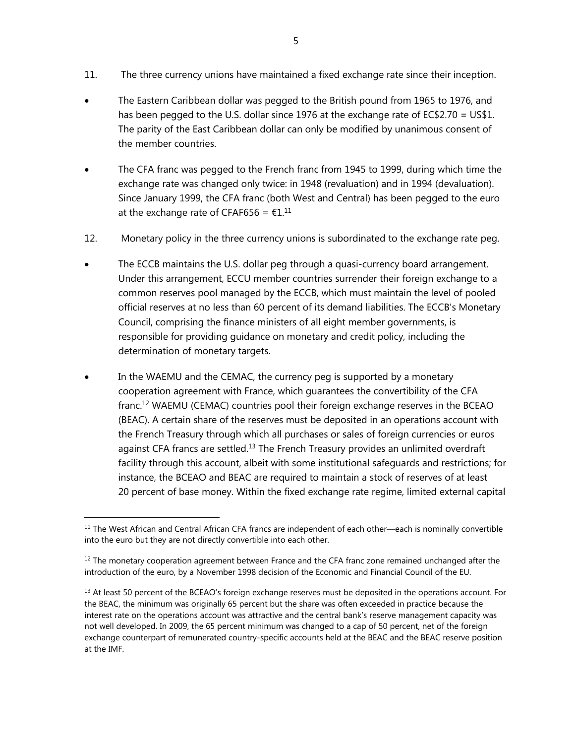11. The three currency unions have maintained a fixed exchange rate since their inception.

- The Eastern Caribbean dollar was pegged to the British pound from 1965 to 1976, and has been pegged to the U.S. dollar since 1976 at the exchange rate of EC$2.70 = US$1. The parity of the East Caribbean dollar can only be modified by unanimous consent of the member countries.
- The CFA franc was pegged to the French franc from 1945 to 1999, during which time the exchange rate was changed only twice: in 1948 (revaluation) and in 1994 (devaluation). Since January 1999, the CFA franc (both West and Central) has been pegged to the euro at the exchange rate of CFAF656 = €1.[11]

12. Monetary policy in the three currency unions is subordinated to the exchange rate peg.

- The ECCB maintains the U.S. dollar peg through a quasi-currency board arrangement. Under this arrangement, ECCU member countries surrender their foreign exchange to a common reserves pool managed by the ECCB, which must maintain the level of pooled official reserves at no less than 60 percent of its demand liabilities. The ECCB's Monetary Council, comprising the finance ministers of all eight member governments, is responsible for providing guidance on monetary and credit policy, including the determination of monetary targets.
- In the WAEMU and the CEMAC, the currency peg is supported by a monetary cooperation agreement with France, which guarantees the convertibility of the CFA franc.[12] WAEMU (CEMAC) countries pool their foreign exchange reserves in the BCEAO (BEAC). A certain share of the reserves must be deposited in an operations account with the French Treasury through which all purchases or sales of foreign currencies or euros against CFA francs are settled.[13] The French Treasury provides an unlimited overdraft facility through this account, albeit with some institutional safeguards and restrictions; for instance, the BCEAO and BEAC are required to maintain a stock of reserves of at least 20 percent of base money. Within the fixed exchange rate regime, limited external capital

[11] The West African and Central African CFA francs are independent of each other—each is nominally convertible into the euro but they are not directly convertible into each other.

[12] The monetary cooperation agreement between France and the CFA franc zone remained unchanged after the introduction of the euro, by a November 1998 decision of the Economic and Financial Council of the EU.

[13] At least 50 percent of the BCEAO's foreign exchange reserves must be deposited in the operations account. For the BEAC, the minimum was originally 65 percent but the share was often exceeded in practice because the interest rate on the operations account was attractive and the central bank's reserve management capacity was not well developed. In 2009, the 65 percent minimum was changed to a cap of 50 percent, net of the foreign exchange counterpart of remunerated country-specific accounts held at the BEAC and the BEAC reserve position at the IMF.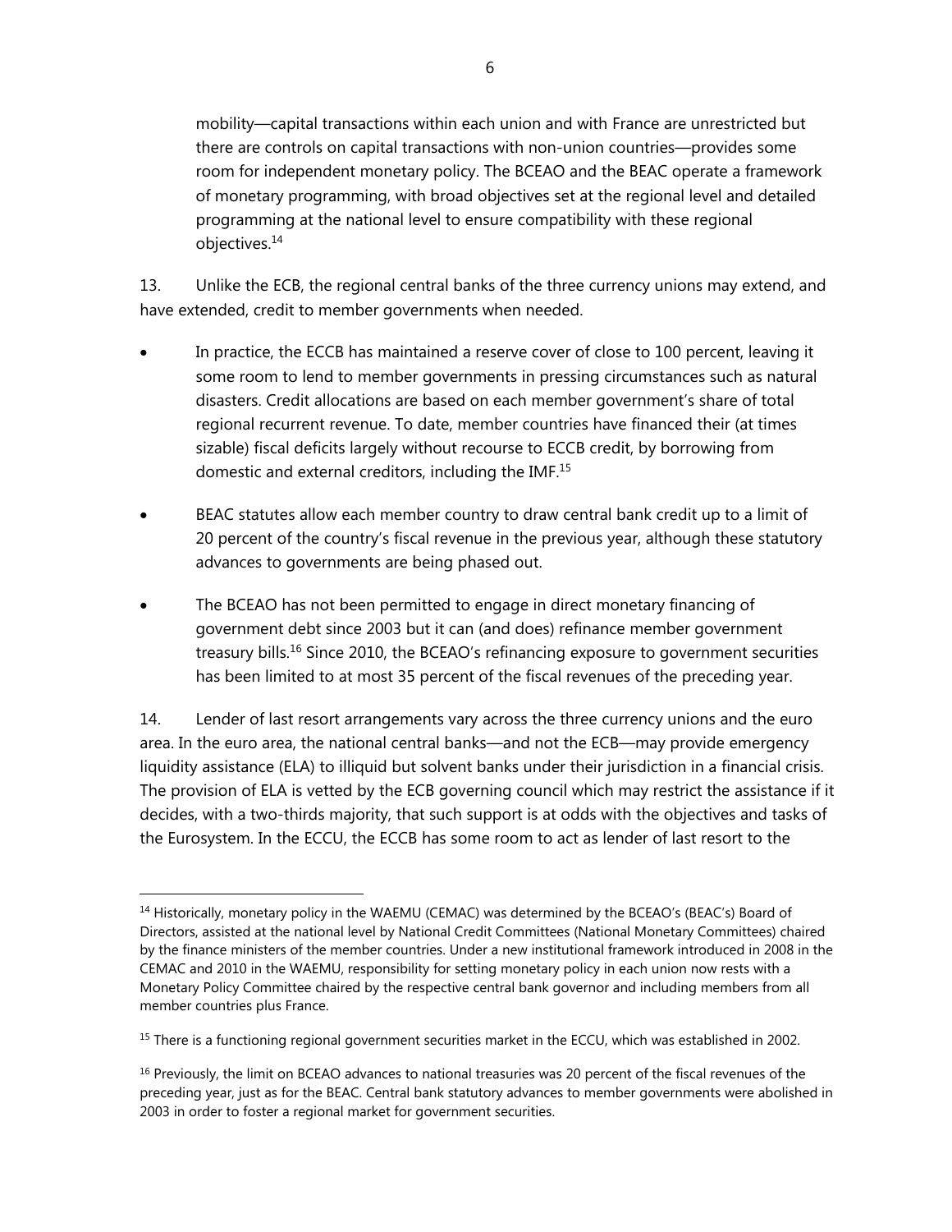mobility—capital transactions within each union and with France are unrestricted but there are controls on capital transactions with non-union countries—provides some room for independent monetary policy. The BCEAO and the BEAC operate a framework of monetary programming, with broad objectives set at the regional level and detailed programming at the national level to ensure compatibility with these regional objectives.[14]

13. Unlike the ECB, the regional central banks of the three currency unions may extend, and have extended, credit to member governments when needed.

- In practice, the ECCB has maintained a reserve cover of close to 100 percent, leaving it some room to lend to member governments in pressing circumstances such as natural disasters. Credit allocations are based on each member government's share of total regional recurrent revenue. To date, member countries have financed their (at times sizable) fiscal deficits largely without recourse to ECCB credit, by borrowing from domestic and external creditors, including the IMF.[15]
- BEAC statutes allow each member country to draw central bank credit up to a limit of 20 percent of the country's fiscal revenue in the previous year, although these statutory advances to governments are being phased out.
- The BCEAO has not been permitted to engage in direct monetary financing of government debt since 2003 but it can (and does) refinance member government treasury bills.[16] Since 2010, the BCEAO's refinancing exposure to government securities has been limited to at most 35 percent of the fiscal revenues of the preceding year.

14. Lender of last resort arrangements vary across the three currency unions and the euro area. In the euro area, the national central banks—and not the ECB—may provide emergency liquidity assistance (ELA) to illiquid but solvent banks under their jurisdiction in a financial crisis. The provision of ELA is vetted by the ECB governing council which may restrict the assistance if it decides, with a two-thirds majority, that such support is at odds with the objectives and tasks of the Eurosystem. In the ECCU, the ECCB has some room to act as lender of last resort to the

---

[14] Historically, monetary policy in the WAEMU (CEMAC) was determined by the BCEAO's (BEAC's) Board of Directors, assisted at the national level by National Credit Committees (National Monetary Committees) chaired by the finance ministers of the member countries. Under a new institutional framework introduced in 2008 in the CEMAC and 2010 in the WAEMU, responsibility for setting monetary policy in each union now rests with a Monetary Policy Committee chaired by the respective central bank governor and including members from all member countries plus France.

[15] There is a functioning regional government securities market in the ECCU, which was established in 2002.

[16] Previously, the limit on BCEAO advances to national treasuries was 20 percent of the fiscal revenues of the preceding year, just as for the BEAC. Central bank statutory advances to member governments were abolished in 2003 in order to foster a regional market for government securities.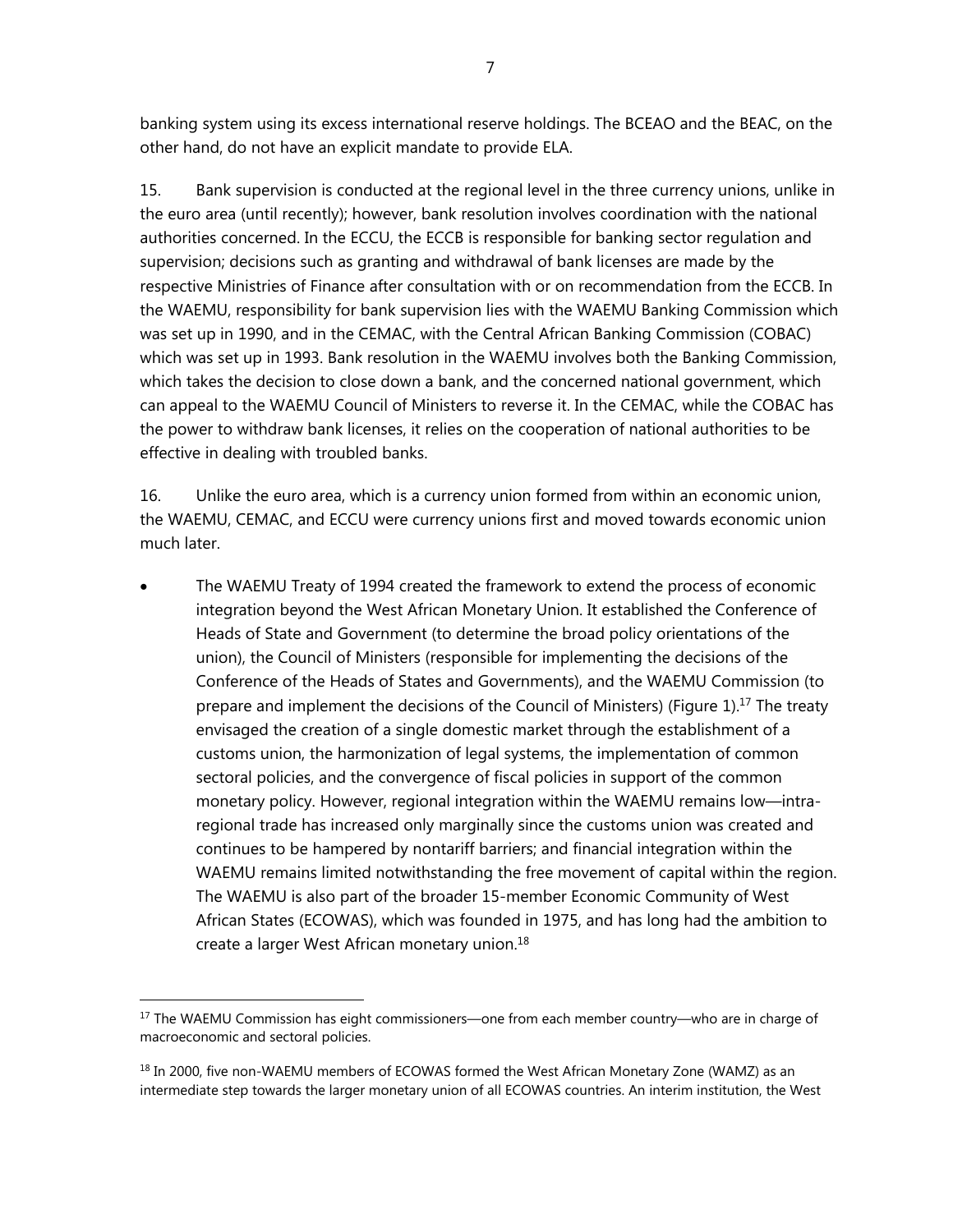banking system using its excess international reserve holdings. The BCEAO and the BEAC, on the other hand, do not have an explicit mandate to provide ELA.

15. Bank supervision is conducted at the regional level in the three currency unions, unlike in the euro area (until recently); however, bank resolution involves coordination with the national authorities concerned. In the ECCU, the ECCB is responsible for banking sector regulation and supervision; decisions such as granting and withdrawal of bank licenses are made by the respective Ministries of Finance after consultation with or on recommendation from the ECCB. In the WAEMU, responsibility for bank supervision lies with the WAEMU Banking Commission which was set up in 1990, and in the CEMAC, with the Central African Banking Commission (COBAC) which was set up in 1993. Bank resolution in the WAEMU involves both the Banking Commission, which takes the decision to close down a bank, and the concerned national government, which can appeal to the WAEMU Council of Ministers to reverse it. In the CEMAC, while the COBAC has the power to withdraw bank licenses, it relies on the cooperation of national authorities to be effective in dealing with troubled banks.

16. Unlike the euro area, which is a currency union formed from within an economic union, the WAEMU, CEMAC, and ECCU were currency unions first and moved towards economic union much later.

- The WAEMU Treaty of 1994 created the framework to extend the process of economic integration beyond the West African Monetary Union. It established the Conference of Heads of State and Government (to determine the broad policy orientations of the union), the Council of Ministers (responsible for implementing the decisions of the Conference of the Heads of States and Governments), and the WAEMU Commission (to prepare and implement the decisions of the Council of Ministers) (Figure 1).[17] The treaty envisaged the creation of a single domestic market through the establishment of a customs union, the harmonization of legal systems, the implementation of common sectoral policies, and the convergence of fiscal policies in support of the common monetary policy. However, regional integration within the WAEMU remains low—intra-regional trade has increased only marginally since the customs union was created and continues to be hampered by nontariff barriers; and financial integration within the WAEMU remains limited notwithstanding the free movement of capital within the region. The WAEMU is also part of the broader 15-member Economic Community of West African States (ECOWAS), which was founded in 1975, and has long had the ambition to create a larger West African monetary union.[18]

---

[17] The WAEMU Commission has eight commissioners—one from each member country—who are in charge of macroeconomic and sectoral policies.

[18] In 2000, five non-WAEMU members of ECOWAS formed the West African Monetary Zone (WAMZ) as an intermediate step towards the larger monetary union of all ECOWAS countries. An interim institution, the West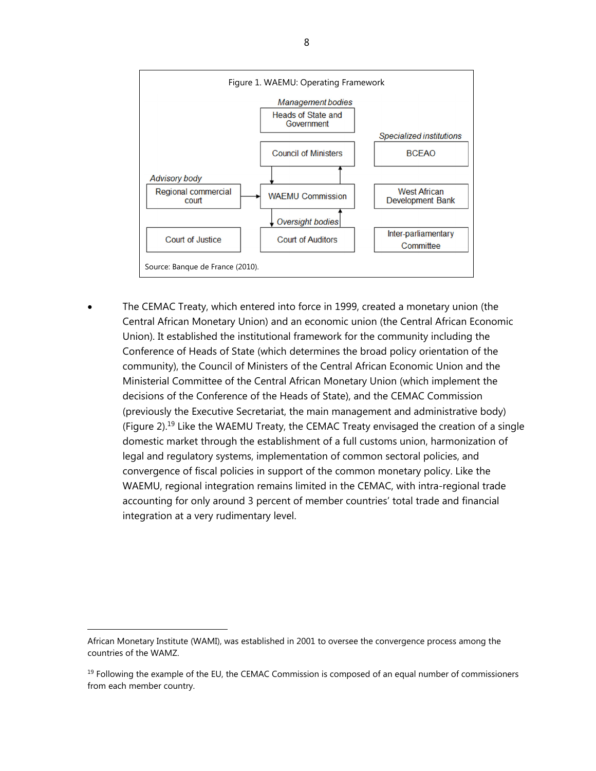Figure 1. WAEMU: Operating Framework

*Management bodies*

- Heads of State and Government
- Council of Ministers
- WAEMU Commission

*Specialized institutions*

- BCEAO
- West African Development Bank
- Inter-parliamentary Committee

*Advisory body*

- Regional commercial court

*Oversight bodies*

- Court of Justice
- Court of Auditors

Source: Banque de France (2010).

- The CEMAC Treaty, which entered into force in 1999, created a monetary union (the Central African Monetary Union) and an economic union (the Central African Economic Union). It established the institutional framework for the community including the Conference of Heads of State (which determines the broad policy orientation of the community), the Council of Ministers of the Central African Economic Union and the Ministerial Committee of the Central African Monetary Union (which implement the decisions of the Conference of the Heads of State), and the CEMAC Commission (previously the Executive Secretariat, the main management and administrative body) (Figure 2).[19] Like the WAEMU Treaty, the CEMAC Treaty envisaged the creation of a single domestic market through the establishment of a full customs union, harmonization of legal and regulatory systems, implementation of common sectoral policies, and convergence of fiscal policies in support of the common monetary policy. Like the WAEMU, regional integration remains limited in the CEMAC, with intra-regional trade accounting for only around 3 percent of member countries' total trade and financial integration at a very rudimentary level.

---

African Monetary Institute (WAMI), was established in 2001 to oversee the convergence process among the countries of the WAMZ.

[19] Following the example of the EU, the CEMAC Commission is composed of an equal number of commissioners from each member country.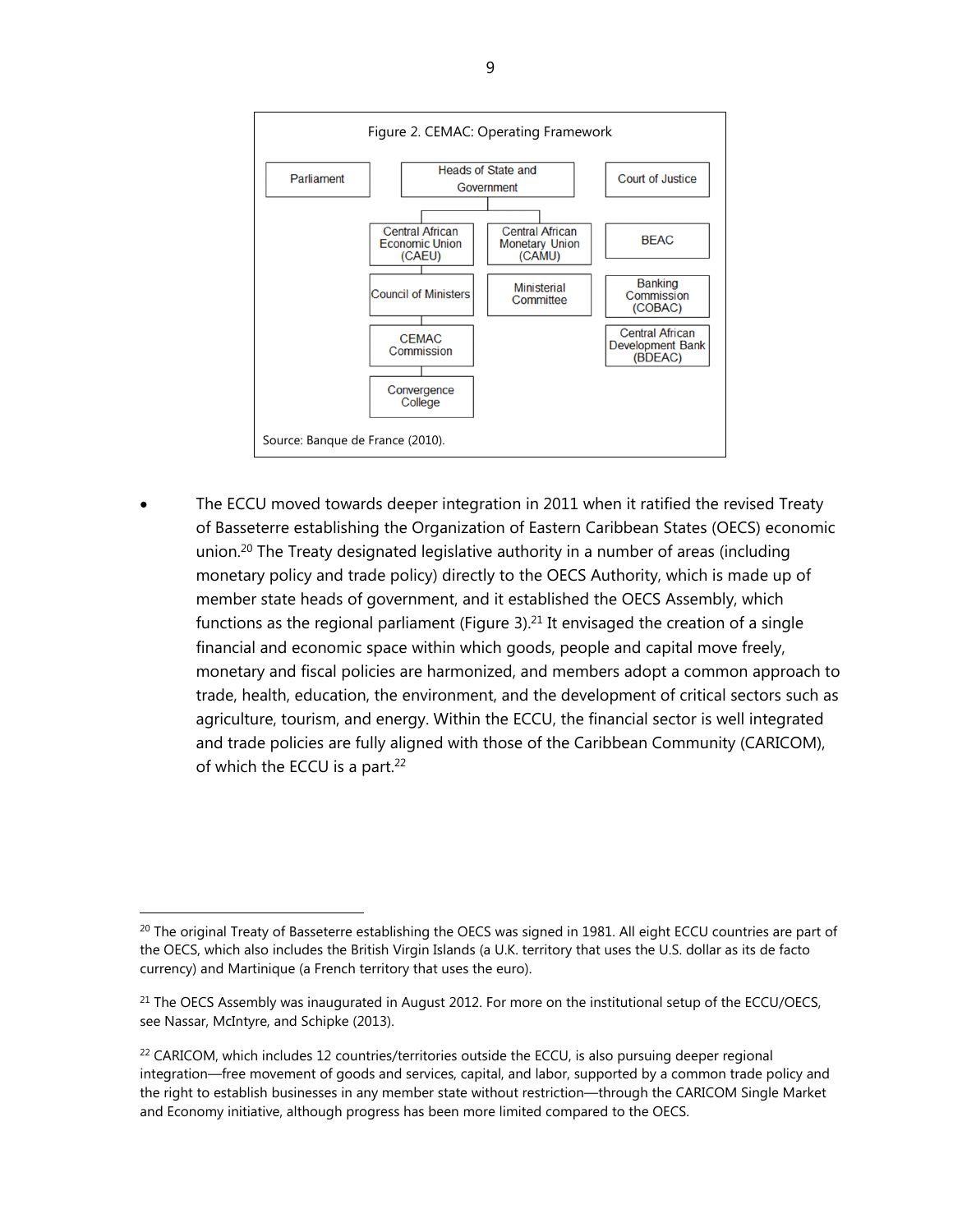Figure 2. CEMAC: Operating Framework

Parliament | Heads of State and Government | Court of Justice

Central African Economic Union (CAEU) | Central African Monetary Union (CAMU) | BEAC

Council of Ministers | Ministerial Committee | Banking Commission (COBAC)

CEMAC Commission | Central African Development Bank (BDEAC)

Convergence College

Source: Banque de France (2010).

- The ECCU moved towards deeper integration in 2011 when it ratified the revised Treaty of Basseterre establishing the Organization of Eastern Caribbean States (OECS) economic union.[20] The Treaty designated legislative authority in a number of areas (including monetary policy and trade policy) directly to the OECS Authority, which is made up of member state heads of government, and it established the OECS Assembly, which functions as the regional parliament (Figure 3).[21] It envisaged the creation of a single financial and economic space within which goods, people and capital move freely, monetary and fiscal policies are harmonized, and members adopt a common approach to trade, health, education, the environment, and the development of critical sectors such as agriculture, tourism, and energy. Within the ECCU, the financial sector is well integrated and trade policies are fully aligned with those of the Caribbean Community (CARICOM), of which the ECCU is a part.[22]

---

[20] The original Treaty of Basseterre establishing the OECS was signed in 1981. All eight ECCU countries are part of the OECS, which also includes the British Virgin Islands (a U.K. territory that uses the U.S. dollar as its de facto currency) and Martinique (a French territory that uses the euro).

[21] The OECS Assembly was inaugurated in August 2012. For more on the institutional setup of the ECCU/OECS, see Nassar, McIntyre, and Schipke (2013).

[22] CARICOM, which includes 12 countries/territories outside the ECCU, is also pursuing deeper regional integration—free movement of goods and services, capital, and labor, supported by a common trade policy and the right to establish businesses in any member state without restriction—through the CARICOM Single Market and Economy initiative, although progress has been more limited compared to the OECS.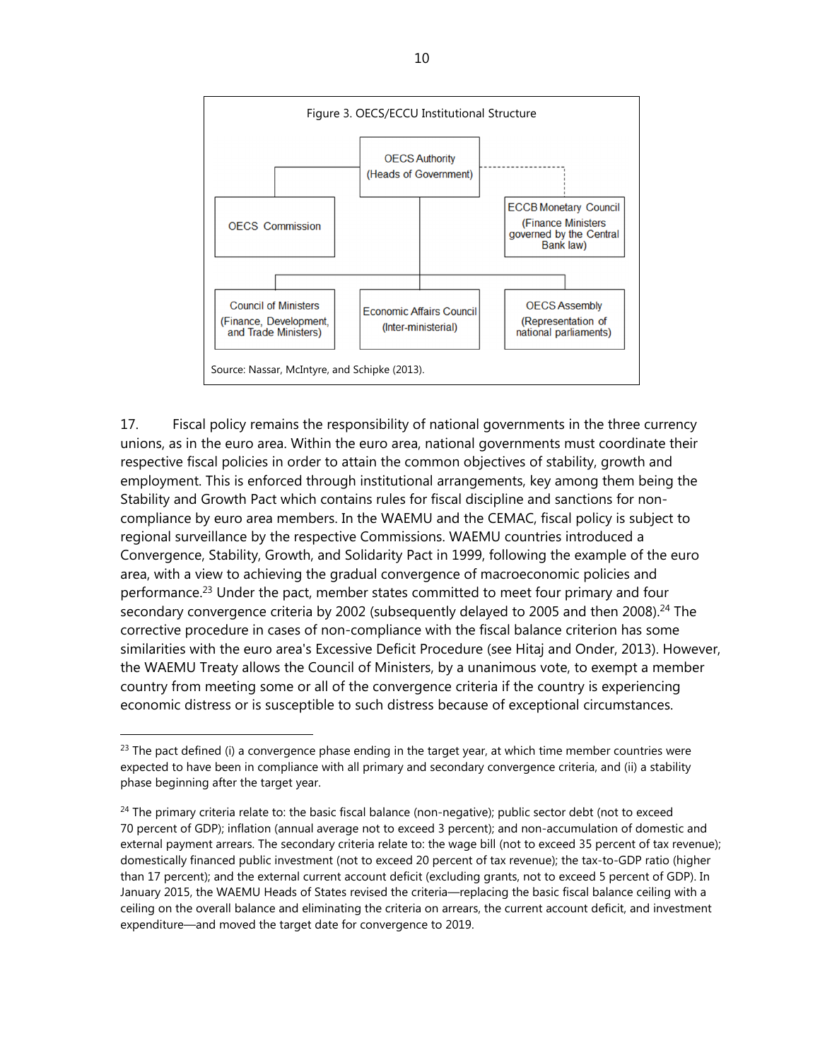Figure 3. OECS/ECCU Institutional Structure

- OECS Authority (Heads of Government)
  - OECS Commission
  - ECCB Monetary Council (Finance Ministers governed by the Central Bank law)
  - Council of Ministers (Finance, Development, and Trade Ministers)
  - Economic Affairs Council (Inter-ministerial)
  - OECS Assembly (Representation of national parliaments)

Source: Nassar, McIntyre, and Schipke (2013).

17. Fiscal policy remains the responsibility of national governments in the three currency unions, as in the euro area. Within the euro area, national governments must coordinate their respective fiscal policies in order to attain the common objectives of stability, growth and employment. This is enforced through institutional arrangements, key among them being the Stability and Growth Pact which contains rules for fiscal discipline and sanctions for non-compliance by euro area members. In the WAEMU and the CEMAC, fiscal policy is subject to regional surveillance by the respective Commissions. WAEMU countries introduced a Convergence, Stability, Growth, and Solidarity Pact in 1999, following the example of the euro area, with a view to achieving the gradual convergence of macroeconomic policies and performance.[23] Under the pact, member states committed to meet four primary and four secondary convergence criteria by 2002 (subsequently delayed to 2005 and then 2008).[24] The corrective procedure in cases of non-compliance with the fiscal balance criterion has some similarities with the euro area's Excessive Deficit Procedure (see Hitaj and Onder, 2013). However, the WAEMU Treaty allows the Council of Ministers, by a unanimous vote, to exempt a member country from meeting some or all of the convergence criteria if the country is experiencing economic distress or is susceptible to such distress because of exceptional circumstances.

---

[23] The pact defined (i) a convergence phase ending in the target year, at which time member countries were expected to have been in compliance with all primary and secondary convergence criteria, and (ii) a stability phase beginning after the target year.

[24] The primary criteria relate to: the basic fiscal balance (non-negative); public sector debt (not to exceed 70 percent of GDP); inflation (annual average not to exceed 3 percent); and non-accumulation of domestic and external payment arrears. The secondary criteria relate to: the wage bill (not to exceed 35 percent of tax revenue); domestically financed public investment (not to exceed 20 percent of tax revenue); the tax-to-GDP ratio (higher than 17 percent); and the external current account deficit (excluding grants, not to exceed 5 percent of GDP). In January 2015, the WAEMU Heads of States revised the criteria—replacing the basic fiscal balance ceiling with a ceiling on the overall balance and eliminating the criteria on arrears, the current account deficit, and investment expenditure—and moved the target date for convergence to 2019.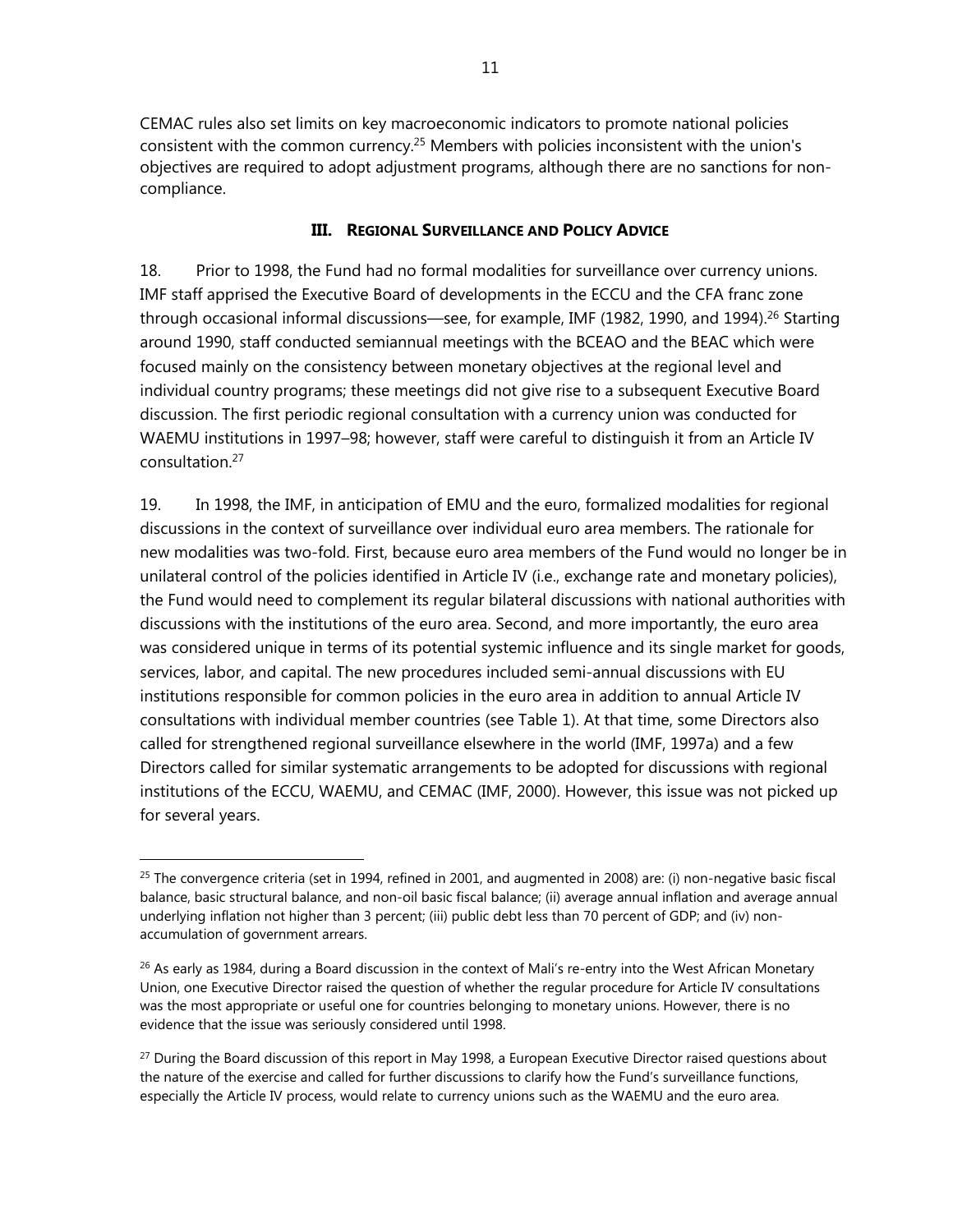CEMAC rules also set limits on key macroeconomic indicators to promote national policies consistent with the common currency.[25] Members with policies inconsistent with the union's objectives are required to adopt adjustment programs, although there are no sanctions for non-compliance.

## III. Regional Surveillance and Policy Advice

18. Prior to 1998, the Fund had no formal modalities for surveillance over currency unions. IMF staff apprised the Executive Board of developments in the ECCU and the CFA franc zone through occasional informal discussions—see, for example, IMF (1982, 1990, and 1994).[26] Starting around 1990, staff conducted semiannual meetings with the BCEAO and the BEAC which were focused mainly on the consistency between monetary objectives at the regional level and individual country programs; these meetings did not give rise to a subsequent Executive Board discussion. The first periodic regional consultation with a currency union was conducted for WAEMU institutions in 1997–98; however, staff were careful to distinguish it from an Article IV consultation.[27]

19. In 1998, the IMF, in anticipation of EMU and the euro, formalized modalities for regional discussions in the context of surveillance over individual euro area members. The rationale for new modalities was two-fold. First, because euro area members of the Fund would no longer be in unilateral control of the policies identified in Article IV (i.e., exchange rate and monetary policies), the Fund would need to complement its regular bilateral discussions with national authorities with discussions with the institutions of the euro area. Second, and more importantly, the euro area was considered unique in terms of its potential systemic influence and its single market for goods, services, labor, and capital. The new procedures included semi-annual discussions with EU institutions responsible for common policies in the euro area in addition to annual Article IV consultations with individual member countries (see Table 1). At that time, some Directors also called for strengthened regional surveillance elsewhere in the world (IMF, 1997a) and a few Directors called for similar systematic arrangements to be adopted for discussions with regional institutions of the ECCU, WAEMU, and CEMAC (IMF, 2000). However, this issue was not picked up for several years.

---

[25] The convergence criteria (set in 1994, refined in 2001, and augmented in 2008) are: (i) non-negative basic fiscal balance, basic structural balance, and non-oil basic fiscal balance; (ii) average annual inflation and average annual underlying inflation not higher than 3 percent; (iii) public debt less than 70 percent of GDP; and (iv) non-accumulation of government arrears.

[26] As early as 1984, during a Board discussion in the context of Mali's re-entry into the West African Monetary Union, one Executive Director raised the question of whether the regular procedure for Article IV consultations was the most appropriate or useful one for countries belonging to monetary unions. However, there is no evidence that the issue was seriously considered until 1998.

[27] During the Board discussion of this report in May 1998, a European Executive Director raised questions about the nature of the exercise and called for further discussions to clarify how the Fund's surveillance functions, especially the Article IV process, would relate to currency unions such as the WAEMU and the euro area.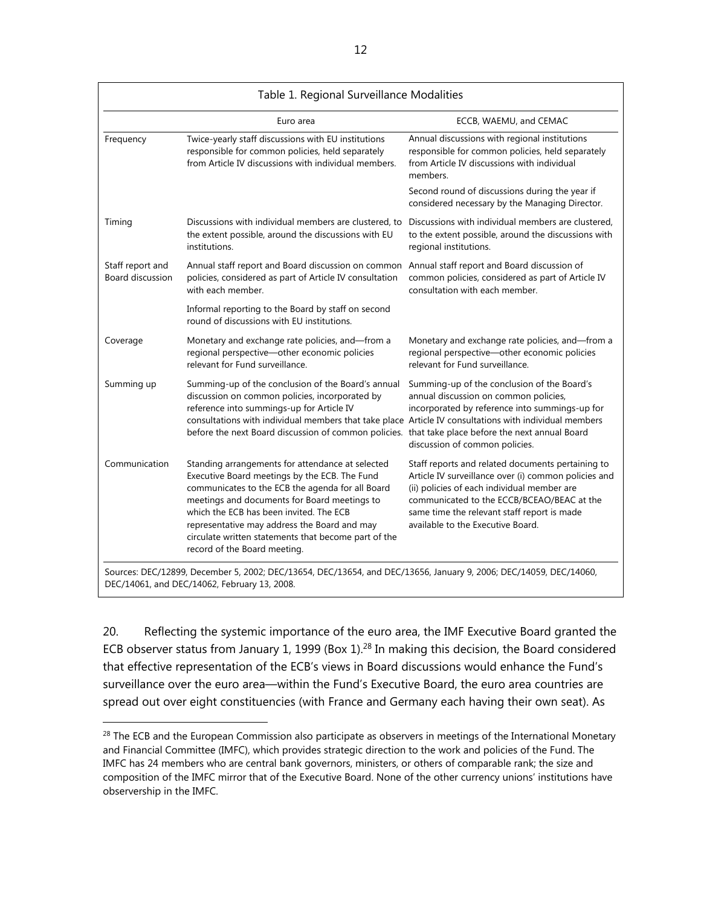Table 1. Regional Surveillance Modalities

| | Euro area | ECCB, WAEMU, and CEMAC |
|---|---|---|
| Frequency | Twice-yearly staff discussions with EU institutions responsible for common policies, held separately from Article IV discussions with individual members. | Annual discussions with regional institutions responsible for common policies, held separately from Article IV discussions with individual members. |
| | | Second round of discussions during the year if considered necessary by the Managing Director. |
| Timing | Discussions with individual members are clustered, to the extent possible, around the discussions with EU institutions. | Discussions with individual members are clustered, to the extent possible, around the discussions with regional institutions. |
| Staff report and Board discussion | Annual staff report and Board discussion on common policies, considered as part of Article IV consultation with each member. | Annual staff report and Board discussion of common policies, considered as part of Article IV consultation with each member. |
| | Informal reporting to the Board by staff on second round of discussions with EU institutions. | |
| Coverage | Monetary and exchange rate policies, and—from a regional perspective—other economic policies relevant for Fund surveillance. | Monetary and exchange rate policies, and—from a regional perspective—other economic policies relevant for Fund surveillance. |
| Summing up | Summing-up of the conclusion of the Board's annual discussion on common policies, incorporated by reference into summings-up for Article IV consultations with individual members that take place before the next Board discussion of common policies. | Summing-up of the conclusion of the Board's annual discussion on common policies, incorporated by reference into summings-up for Article IV consultations with individual members that take place before the next annual Board discussion of common policies. |
| Communication | Standing arrangements for attendance at selected Executive Board meetings by the ECB. The Fund communicates to the ECB the agenda for all Board meetings and documents for Board meetings to which the ECB has been invited. The ECB representative may address the Board and may circulate written statements that become part of the record of the Board meeting. | Staff reports and related documents pertaining to Article IV surveillance over (i) common policies and (ii) policies of each individual member are communicated to the ECCB/BCEAO/BEAC at the same time the relevant staff report is made available to the Executive Board. |

Sources: DEC/12899, December 5, 2002; DEC/13654, DEC/13654, and DEC/13656, January 9, 2006; DEC/14059, DEC/14060, DEC/14061, and DEC/14062, February 13, 2008.

20. Reflecting the systemic importance of the euro area, the IMF Executive Board granted the ECB observer status from January 1, 1999 (Box 1).[28] In making this decision, the Board considered that effective representation of the ECB's views in Board discussions would enhance the Fund's surveillance over the euro area—within the Fund's Executive Board, the euro area countries are spread out over eight constituencies (with France and Germany each having their own seat). As

[28] The ECB and the European Commission also participate as observers in meetings of the International Monetary and Financial Committee (IMFC), which provides strategic direction to the work and policies of the Fund. The IMFC has 24 members who are central bank governors, ministers, or others of comparable rank; the size and composition of the IMFC mirror that of the Executive Board. None of the other currency unions' institutions have observership in the IMFC.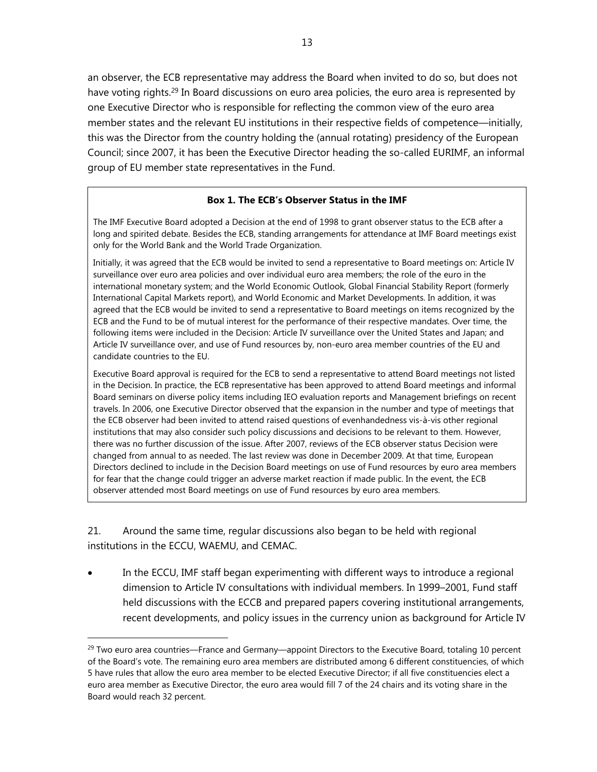an observer, the ECB representative may address the Board when invited to do so, but does not have voting rights.[29] In Board discussions on euro area policies, the euro area is represented by one Executive Director who is responsible for reflecting the common view of the euro area member states and the relevant EU institutions in their respective fields of competence—initially, this was the Director from the country holding the (annual rotating) presidency of the European Council; since 2007, it has been the Executive Director heading the so-called EURIMF, an informal group of EU member state representatives in the Fund.

> **Box 1. The ECB's Observer Status in the IMF**
>
> The IMF Executive Board adopted a Decision at the end of 1998 to grant observer status to the ECB after a long and spirited debate. Besides the ECB, standing arrangements for attendance at IMF Board meetings exist only for the World Bank and the World Trade Organization.
>
> Initially, it was agreed that the ECB would be invited to send a representative to Board meetings on: Article IV surveillance over euro area policies and over individual euro area members; the role of the euro in the international monetary system; and the World Economic Outlook, Global Financial Stability Report (formerly International Capital Markets report), and World Economic and Market Developments. In addition, it was agreed that the ECB would be invited to send a representative to Board meetings on items recognized by the ECB and the Fund to be of mutual interest for the performance of their respective mandates. Over time, the following items were included in the Decision: Article IV surveillance over the United States and Japan; and Article IV surveillance over, and use of Fund resources by, non-euro area member countries of the EU and candidate countries to the EU.
>
> Executive Board approval is required for the ECB to send a representative to attend Board meetings not listed in the Decision. In practice, the ECB representative has been approved to attend Board meetings and informal Board seminars on diverse policy items including IEO evaluation reports and Management briefings on recent travels. In 2006, one Executive Director observed that the expansion in the number and type of meetings that the ECB observer had been invited to attend raised questions of evenhandedness vis-à-vis other regional institutions that may also consider such policy discussions and decisions to be relevant to them. However, there was no further discussion of the issue. After 2007, reviews of the ECB observer status Decision were changed from annual to as needed. The last review was done in December 2009. At that time, European Directors declined to include in the Decision Board meetings on use of Fund resources by euro area members for fear that the change could trigger an adverse market reaction if made public. In the event, the ECB observer attended most Board meetings on use of Fund resources by euro area members.

21. Around the same time, regular discussions also began to be held with regional institutions in the ECCU, WAEMU, and CEMAC.

- In the ECCU, IMF staff began experimenting with different ways to introduce a regional dimension to Article IV consultations with individual members. In 1999–2001, Fund staff held discussions with the ECCB and prepared papers covering institutional arrangements, recent developments, and policy issues in the currency union as background for Article IV

[29] Two euro area countries—France and Germany—appoint Directors to the Executive Board, totaling 10 percent of the Board's vote. The remaining euro area members are distributed among 6 different constituencies, of which 5 have rules that allow the euro area member to be elected Executive Director; if all five constituencies elect a euro area member as Executive Director, the euro area would fill 7 of the 24 chairs and its voting share in the Board would reach 32 percent.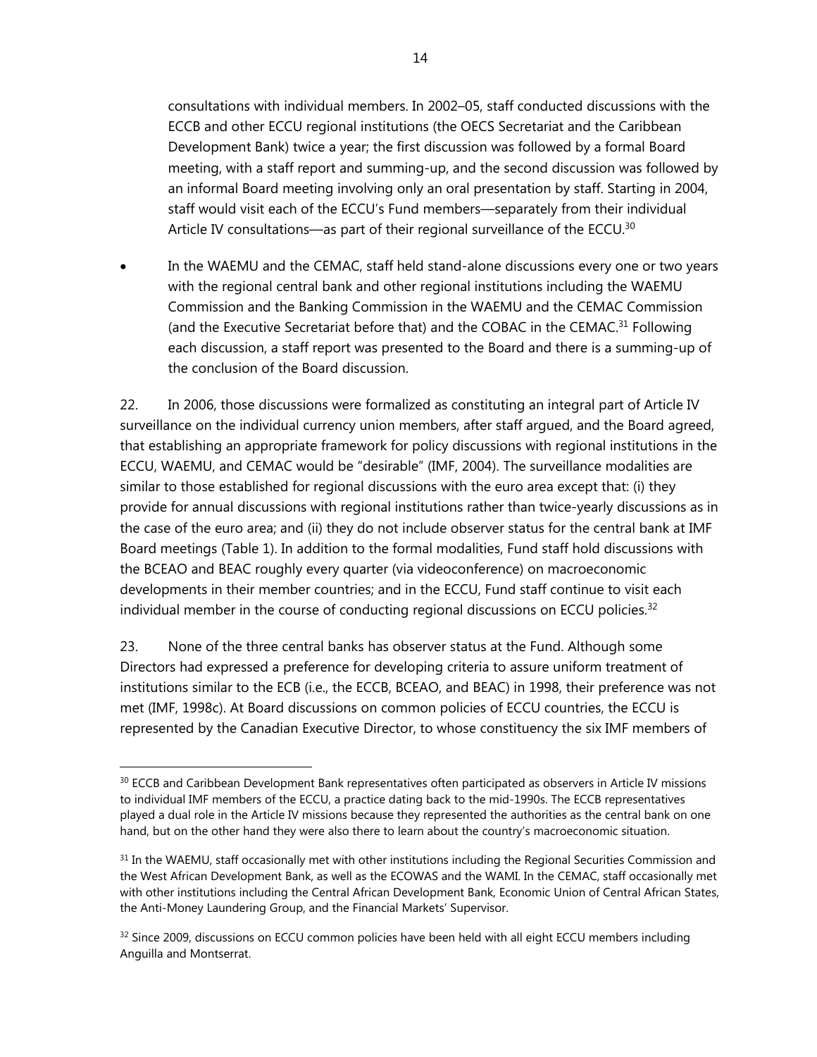consultations with individual members. In 2002–05, staff conducted discussions with the ECCB and other ECCU regional institutions (the OECS Secretariat and the Caribbean Development Bank) twice a year; the first discussion was followed by a formal Board meeting, with a staff report and summing-up, and the second discussion was followed by an informal Board meeting involving only an oral presentation by staff. Starting in 2004, staff would visit each of the ECCU's Fund members—separately from their individual Article IV consultations—as part of their regional surveillance of the ECCU.[30]

- In the WAEMU and the CEMAC, staff held stand-alone discussions every one or two years with the regional central bank and other regional institutions including the WAEMU Commission and the Banking Commission in the WAEMU and the CEMAC Commission (and the Executive Secretariat before that) and the COBAC in the CEMAC.[31] Following each discussion, a staff report was presented to the Board and there is a summing-up of the conclusion of the Board discussion.

22. In 2006, those discussions were formalized as constituting an integral part of Article IV surveillance on the individual currency union members, after staff argued, and the Board agreed, that establishing an appropriate framework for policy discussions with regional institutions in the ECCU, WAEMU, and CEMAC would be "desirable" (IMF, 2004). The surveillance modalities are similar to those established for regional discussions with the euro area except that: (i) they provide for annual discussions with regional institutions rather than twice-yearly discussions as in the case of the euro area; and (ii) they do not include observer status for the central bank at IMF Board meetings (Table 1). In addition to the formal modalities, Fund staff hold discussions with the BCEAO and BEAC roughly every quarter (via videoconference) on macroeconomic developments in their member countries; and in the ECCU, Fund staff continue to visit each individual member in the course of conducting regional discussions on ECCU policies.[32]

23. None of the three central banks has observer status at the Fund. Although some Directors had expressed a preference for developing criteria to assure uniform treatment of institutions similar to the ECB (i.e., the ECCB, BCEAO, and BEAC) in 1998, their preference was not met (IMF, 1998c). At Board discussions on common policies of ECCU countries, the ECCU is represented by the Canadian Executive Director, to whose constituency the six IMF members of

---

[30] ECCB and Caribbean Development Bank representatives often participated as observers in Article IV missions to individual IMF members of the ECCU, a practice dating back to the mid-1990s. The ECCB representatives played a dual role in the Article IV missions because they represented the authorities as the central bank on one hand, but on the other hand they were also there to learn about the country's macroeconomic situation.

[31] In the WAEMU, staff occasionally met with other institutions including the Regional Securities Commission and the West African Development Bank, as well as the ECOWAS and the WAMI. In the CEMAC, staff occasionally met with other institutions including the Central African Development Bank, Economic Union of Central African States, the Anti-Money Laundering Group, and the Financial Markets' Supervisor.

[32] Since 2009, discussions on ECCU common policies have been held with all eight ECCU members including Anguilla and Montserrat.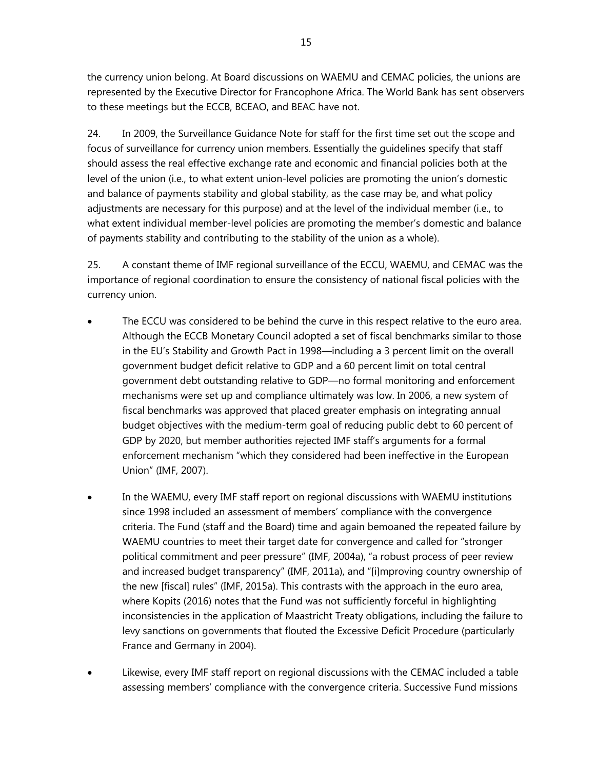the currency union belong. At Board discussions on WAEMU and CEMAC policies, the unions are represented by the Executive Director for Francophone Africa. The World Bank has sent observers to these meetings but the ECCB, BCEAO, and BEAC have not.

24. In 2009, the Surveillance Guidance Note for staff for the first time set out the scope and focus of surveillance for currency union members. Essentially the guidelines specify that staff should assess the real effective exchange rate and economic and financial policies both at the level of the union (i.e., to what extent union-level policies are promoting the union's domestic and balance of payments stability and global stability, as the case may be, and what policy adjustments are necessary for this purpose) and at the level of the individual member (i.e., to what extent individual member-level policies are promoting the member's domestic and balance of payments stability and contributing to the stability of the union as a whole).

25. A constant theme of IMF regional surveillance of the ECCU, WAEMU, and CEMAC was the importance of regional coordination to ensure the consistency of national fiscal policies with the currency union.

- The ECCU was considered to be behind the curve in this respect relative to the euro area. Although the ECCB Monetary Council adopted a set of fiscal benchmarks similar to those in the EU's Stability and Growth Pact in 1998—including a 3 percent limit on the overall government budget deficit relative to GDP and a 60 percent limit on total central government debt outstanding relative to GDP—no formal monitoring and enforcement mechanisms were set up and compliance ultimately was low. In 2006, a new system of fiscal benchmarks was approved that placed greater emphasis on integrating annual budget objectives with the medium-term goal of reducing public debt to 60 percent of GDP by 2020, but member authorities rejected IMF staff's arguments for a formal enforcement mechanism "which they considered had been ineffective in the European Union" (IMF, 2007).

- In the WAEMU, every IMF staff report on regional discussions with WAEMU institutions since 1998 included an assessment of members' compliance with the convergence criteria. The Fund (staff and the Board) time and again bemoaned the repeated failure by WAEMU countries to meet their target date for convergence and called for "stronger political commitment and peer pressure" (IMF, 2004a), "a robust process of peer review and increased budget transparency" (IMF, 2011a), and "[i]mproving country ownership of the new [fiscal] rules" (IMF, 2015a). This contrasts with the approach in the euro area, where Kopits (2016) notes that the Fund was not sufficiently forceful in highlighting inconsistencies in the application of Maastricht Treaty obligations, including the failure to levy sanctions on governments that flouted the Excessive Deficit Procedure (particularly France and Germany in 2004).

- Likewise, every IMF staff report on regional discussions with the CEMAC included a table assessing members' compliance with the convergence criteria. Successive Fund missions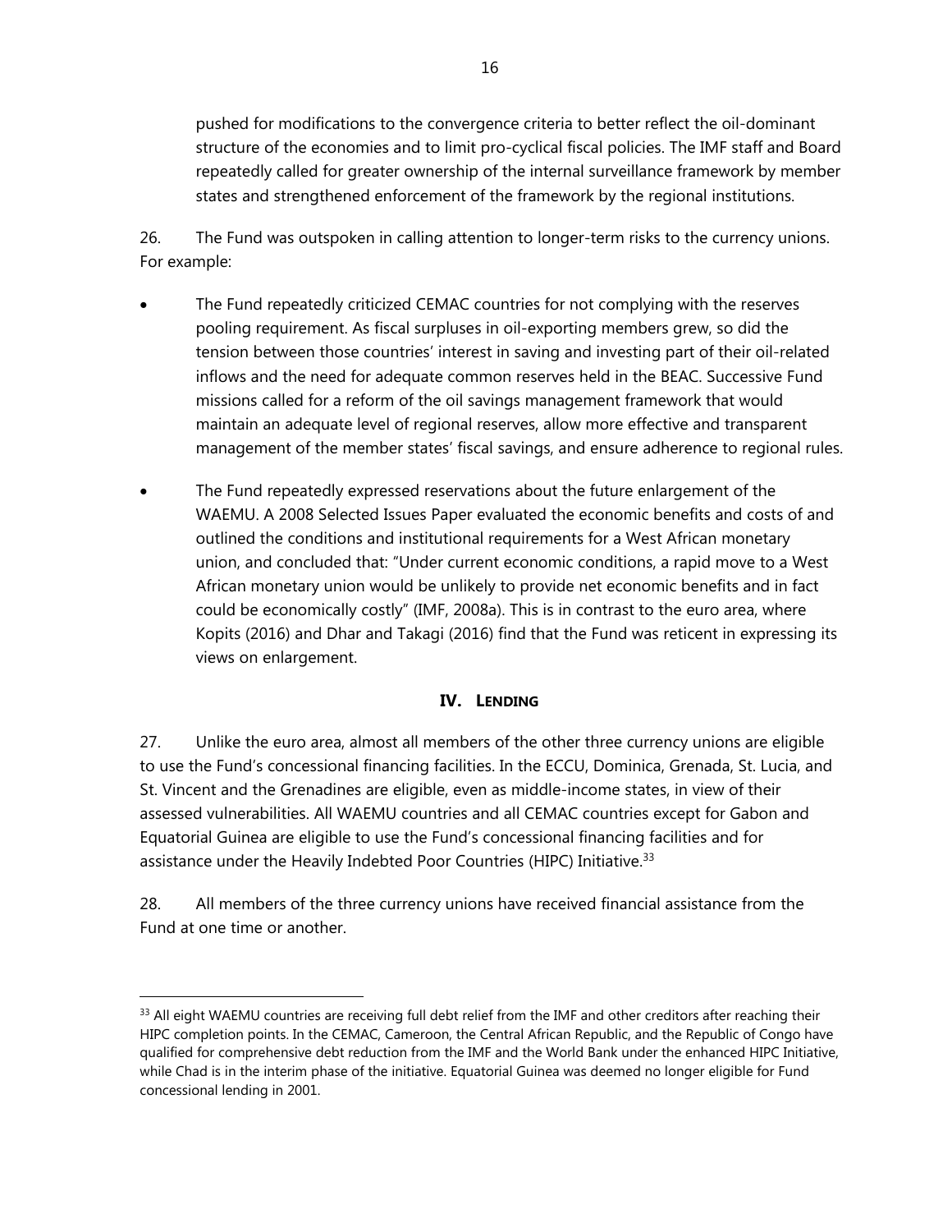pushed for modifications to the convergence criteria to better reflect the oil-dominant structure of the economies and to limit pro-cyclical fiscal policies. The IMF staff and Board repeatedly called for greater ownership of the internal surveillance framework by member states and strengthened enforcement of the framework by the regional institutions.

26. The Fund was outspoken in calling attention to longer-term risks to the currency unions. For example:

- The Fund repeatedly criticized CEMAC countries for not complying with the reserves pooling requirement. As fiscal surpluses in oil-exporting members grew, so did the tension between those countries' interest in saving and investing part of their oil-related inflows and the need for adequate common reserves held in the BEAC. Successive Fund missions called for a reform of the oil savings management framework that would maintain an adequate level of regional reserves, allow more effective and transparent management of the member states' fiscal savings, and ensure adherence to regional rules.
- The Fund repeatedly expressed reservations about the future enlargement of the WAEMU. A 2008 Selected Issues Paper evaluated the economic benefits and costs of and outlined the conditions and institutional requirements for a West African monetary union, and concluded that: "Under current economic conditions, a rapid move to a West African monetary union would be unlikely to provide net economic benefits and in fact could be economically costly" (IMF, 2008a). This is in contrast to the euro area, where Kopits (2016) and Dhar and Takagi (2016) find that the Fund was reticent in expressing its views on enlargement.

## IV. LENDING

27. Unlike the euro area, almost all members of the other three currency unions are eligible to use the Fund's concessional financing facilities. In the ECCU, Dominica, Grenada, St. Lucia, and St. Vincent and the Grenadines are eligible, even as middle-income states, in view of their assessed vulnerabilities. All WAEMU countries and all CEMAC countries except for Gabon and Equatorial Guinea are eligible to use the Fund's concessional financing facilities and for assistance under the Heavily Indebted Poor Countries (HIPC) Initiative.[33]

28. All members of the three currency unions have received financial assistance from the Fund at one time or another.

---

[33] All eight WAEMU countries are receiving full debt relief from the IMF and other creditors after reaching their HIPC completion points. In the CEMAC, Cameroon, the Central African Republic, and the Republic of Congo have qualified for comprehensive debt reduction from the IMF and the World Bank under the enhanced HIPC Initiative, while Chad is in the interim phase of the initiative. Equatorial Guinea was deemed no longer eligible for Fund concessional lending in 2001.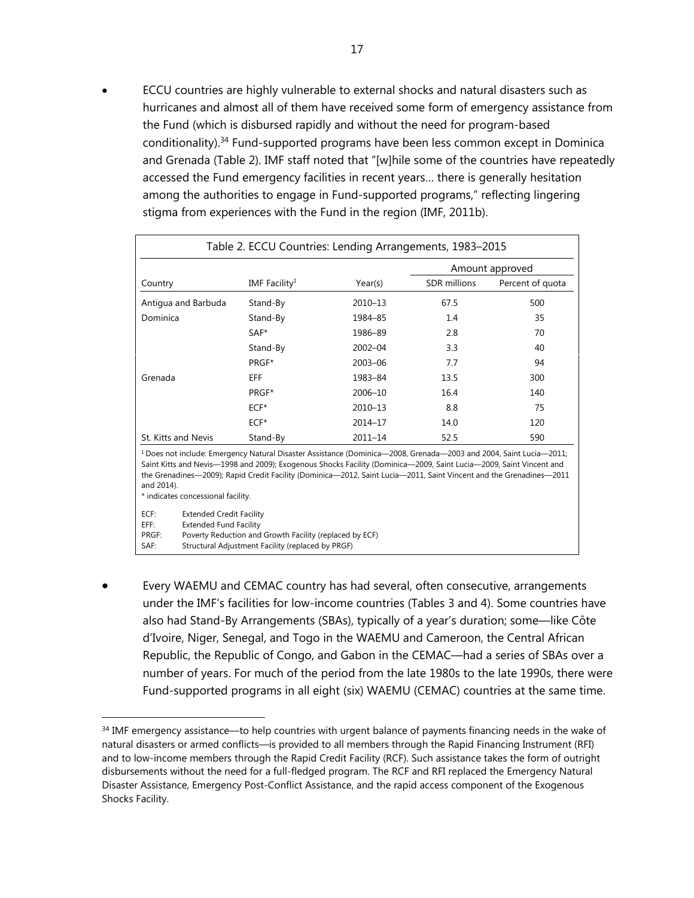- ECCU countries are highly vulnerable to external shocks and natural disasters such as hurricanes and almost all of them have received some form of emergency assistance from the Fund (which is disbursed rapidly and without the need for program-based conditionality).[34] Fund-supported programs have been less common except in Dominica and Grenada (Table 2). IMF staff noted that "[w]hile some of the countries have repeatedly accessed the Fund emergency facilities in recent years… there is generally hesitation among the authorities to engage in Fund-supported programs," reflecting lingering stigma from experiences with the Fund in the region (IMF, 2011b).

Table 2. ECCU Countries: Lending Arrangements, 1983–2015

| | | | Amount approved | |
|---|---|---|---|---|
| Country | IMF Facility[1] | Year(s) | SDR millions | Percent of quota |
| Antigua and Barbuda | Stand-By | 2010–13 | 67.5 | 500 |
| Dominica | Stand-By | 1984–85 | 1.4 | 35 |
| | SAF* | 1986–89 | 2.8 | 70 |
| | Stand-By | 2002–04 | 3.3 | 40 |
| | PRGF* | 2003–06 | 7.7 | 94 |
| Grenada | EFF | 1983–84 | 13.5 | 300 |
| | PRGF* | 2006–10 | 16.4 | 140 |
| | ECF* | 2010–13 | 8.8 | 75 |
| | ECF* | 2014–17 | 14.0 | 120 |
| St. Kitts and Nevis | Stand-By | 2011–14 | 52.5 | 590 |

[1] Does not include: Emergency Natural Disaster Assistance (Dominica—2008, Grenada—2003 and 2004, Saint Lucia—2011; Saint Kitts and Nevis—1998 and 2009); Exogenous Shocks Facility (Dominica—2009, Saint Lucia—2009, Saint Vincent and the Grenadines—2009); Rapid Credit Facility (Dominica—2012, Saint Lucia—2011, Saint Vincent and the Grenadines—2011 and 2014).

* indicates concessional facility.

ECF: Extended Credit Facility
EFF: Extended Fund Facility
PRGF: Poverty Reduction and Growth Facility (replaced by ECF)
SAF: Structural Adjustment Facility (replaced by PRGF)

- Every WAEMU and CEMAC country has had several, often consecutive, arrangements under the IMF's facilities for low-income countries (Tables 3 and 4). Some countries have also had Stand-By Arrangements (SBAs), typically of a year's duration; some—like Côte d'Ivoire, Niger, Senegal, and Togo in the WAEMU and Cameroon, the Central African Republic, the Republic of Congo, and Gabon in the CEMAC—had a series of SBAs over a number of years. For much of the period from the late 1980s to the late 1990s, there were Fund-supported programs in all eight (six) WAEMU (CEMAC) countries at the same time.

[34] IMF emergency assistance—to help countries with urgent balance of payments financing needs in the wake of natural disasters or armed conflicts—is provided to all members through the Rapid Financing Instrument (RFI) and to low-income members through the Rapid Credit Facility (RCF). Such assistance takes the form of outright disbursements without the need for a full-fledged program. The RCF and RFI replaced the Emergency Natural Disaster Assistance, Emergency Post-Conflict Assistance, and the rapid access component of the Exogenous Shocks Facility.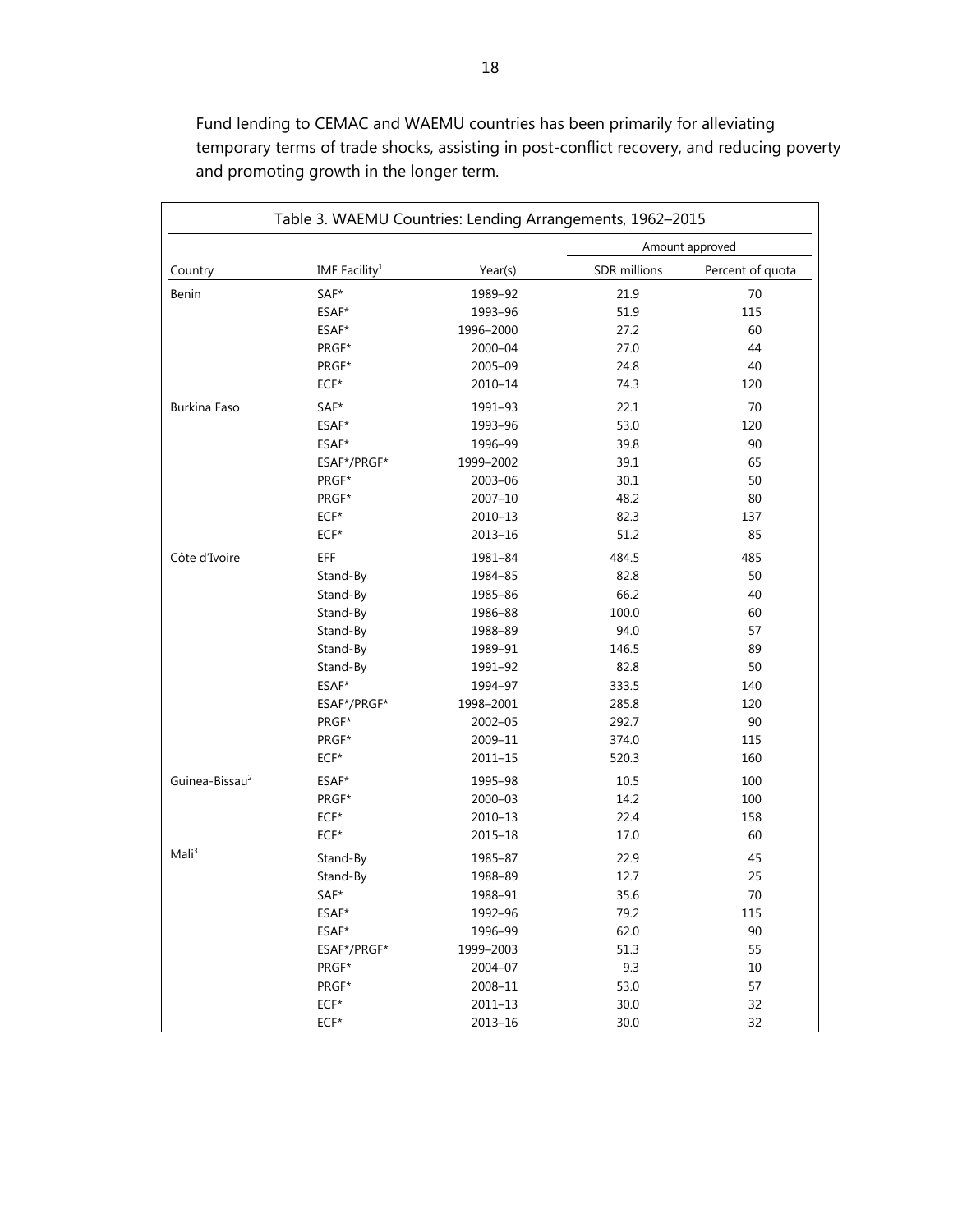Fund lending to CEMAC and WAEMU countries has been primarily for alleviating temporary terms of trade shocks, assisting in post-conflict recovery, and reducing poverty and promoting growth in the longer term.

Table 3. WAEMU Countries: Lending Arrangements, 1962–2015

| | | | Amount approved | |
|---|---|---|---|---|
| Country | IMF Facility[1] | Year(s) | SDR millions | Percent of quota |
| Benin | SAF* | 1989–92 | 21.9 | 70 |
| | ESAF* | 1993–96 | 51.9 | 115 |
| | ESAF* | 1996–2000 | 27.2 | 60 |
| | PRGF* | 2000–04 | 27.0 | 44 |
| | PRGF* | 2005–09 | 24.8 | 40 |
| | ECF* | 2010–14 | 74.3 | 120 |
| Burkina Faso | SAF* | 1991–93 | 22.1 | 70 |
| | ESAF* | 1993–96 | 53.0 | 120 |
| | ESAF* | 1996–99 | 39.8 | 90 |
| | ESAF*/PRGF* | 1999–2002 | 39.1 | 65 |
| | PRGF* | 2003–06 | 30.1 | 50 |
| | PRGF* | 2007–10 | 48.2 | 80 |
| | ECF* | 2010–13 | 82.3 | 137 |
| | ECF* | 2013–16 | 51.2 | 85 |
| Côte d'Ivoire | EFF | 1981–84 | 484.5 | 485 |
| | Stand-By | 1984–85 | 82.8 | 50 |
| | Stand-By | 1985–86 | 66.2 | 40 |
| | Stand-By | 1986–88 | 100.0 | 60 |
| | Stand-By | 1988–89 | 94.0 | 57 |
| | Stand-By | 1989–91 | 146.5 | 89 |
| | Stand-By | 1991–92 | 82.8 | 50 |
| | ESAF* | 1994–97 | 333.5 | 140 |
| | ESAF*/PRGF* | 1998–2001 | 285.8 | 120 |
| | PRGF* | 2002–05 | 292.7 | 90 |
| | PRGF* | 2009–11 | 374.0 | 115 |
| | ECF* | 2011–15 | 520.3 | 160 |
| Guinea-Bissau[2] | ESAF* | 1995–98 | 10.5 | 100 |
| | PRGF* | 2000–03 | 14.2 | 100 |
| | ECF* | 2010–13 | 22.4 | 158 |
| | ECF* | 2015–18 | 17.0 | 60 |
| Mali[3] | Stand-By | 1985–87 | 22.9 | 45 |
| | Stand-By | 1988–89 | 12.7 | 25 |
| | SAF* | 1988–91 | 35.6 | 70 |
| | ESAF* | 1992–96 | 79.2 | 115 |
| | ESAF* | 1996–99 | 62.0 | 90 |
| | ESAF*/PRGF* | 1999–2003 | 51.3 | 55 |
| | PRGF* | 2004–07 | 9.3 | 10 |
| | PRGF* | 2008–11 | 53.0 | 57 |
| | ECF* | 2011–13 | 30.0 | 32 |
| | ECF* | 2013–16 | 30.0 | 32 |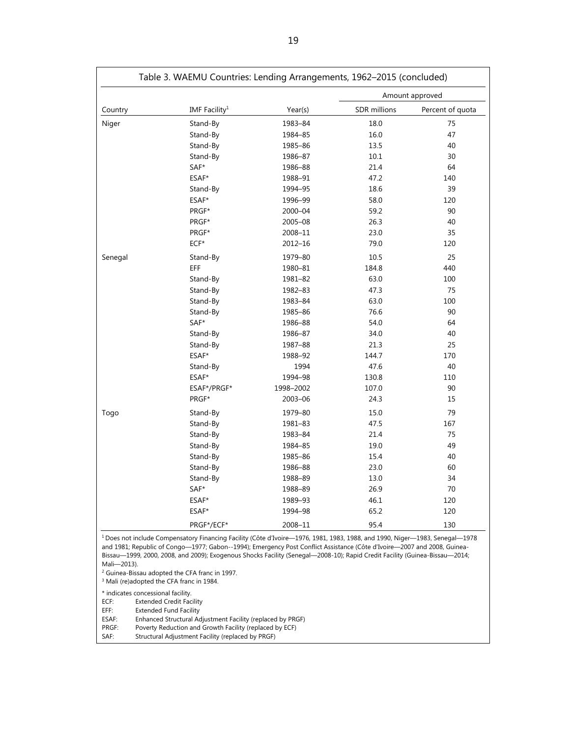Table 3. WAEMU Countries: Lending Arrangements, 1962–2015 (concluded)

| Country | IMF Facility[1] | Year(s) | Amount approved | |
|---|---|---|---|---|
| | | | SDR millions | Percent of quota |
| Niger | Stand-By | 1983–84 | 18.0 | 75 |
| | Stand-By | 1984–85 | 16.0 | 47 |
| | Stand-By | 1985–86 | 13.5 | 40 |
| | Stand-By | 1986–87 | 10.1 | 30 |
| | SAF* | 1986–88 | 21.4 | 64 |
| | ESAF* | 1988–91 | 47.2 | 140 |
| | Stand-By | 1994–95 | 18.6 | 39 |
| | ESAF* | 1996–99 | 58.0 | 120 |
| | PRGF* | 2000–04 | 59.2 | 90 |
| | PRGF* | 2005–08 | 26.3 | 40 |
| | PRGF* | 2008–11 | 23.0 | 35 |
| | ECF* | 2012–16 | 79.0 | 120 |
| Senegal | Stand-By | 1979–80 | 10.5 | 25 |
| | EFF | 1980–81 | 184.8 | 440 |
| | Stand-By | 1981–82 | 63.0 | 100 |
| | Stand-By | 1982–83 | 47.3 | 75 |
| | Stand-By | 1983–84 | 63.0 | 100 |
| | Stand-By | 1985–86 | 76.6 | 90 |
| | SAF* | 1986–88 | 54.0 | 64 |
| | Stand-By | 1986–87 | 34.0 | 40 |
| | Stand-By | 1987–88 | 21.3 | 25 |
| | ESAF* | 1988–92 | 144.7 | 170 |
| | Stand-By | 1994 | 47.6 | 40 |
| | ESAF* | 1994–98 | 130.8 | 110 |
| | ESAF*/PRGF* | 1998–2002 | 107.0 | 90 |
| | PRGF* | 2003–06 | 24.3 | 15 |
| Togo | Stand-By | 1979–80 | 15.0 | 79 |
| | Stand-By | 1981–83 | 47.5 | 167 |
| | Stand-By | 1983–84 | 21.4 | 75 |
| | Stand-By | 1984–85 | 19.0 | 49 |
| | Stand-By | 1985–86 | 15.4 | 40 |
| | Stand-By | 1986–88 | 23.0 | 60 |
| | Stand-By | 1988–89 | 13.0 | 34 |
| | SAF* | 1988–89 | 26.9 | 70 |
| | ESAF* | 1989–93 | 46.1 | 120 |
| | ESAF* | 1994–98 | 65.2 | 120 |
| | PRGF*/ECF* | 2008–11 | 95.4 | 130 |

[1] Does not include Compensatory Financing Facility (Côte d'Ivoire—1976, 1981, 1983, 1988, and 1990, Niger—1983, Senegal—1978 and 1981; Republic of Congo—1977; Gabon--1994); Emergency Post Conflict Assistance (Côte d'Ivoire—2007 and 2008, Guinea-Bissau—1999, 2000, 2008, and 2009); Exogenous Shocks Facility (Senegal—2008-10); Rapid Credit Facility (Guinea-Bissau—2014; Mali—2013).

[2] Guinea-Bissau adopted the CFA franc in 1997.

[3] Mali (re)adopted the CFA franc in 1984.

\* indicates concessional facility.

ECF: Extended Credit Facility
EFF: Extended Fund Facility
ESAF: Enhanced Structural Adjustment Facility (replaced by PRGF)
PRGF: Poverty Reduction and Growth Facility (replaced by ECF)
SAF: Structural Adjustment Facility (replaced by PRGF)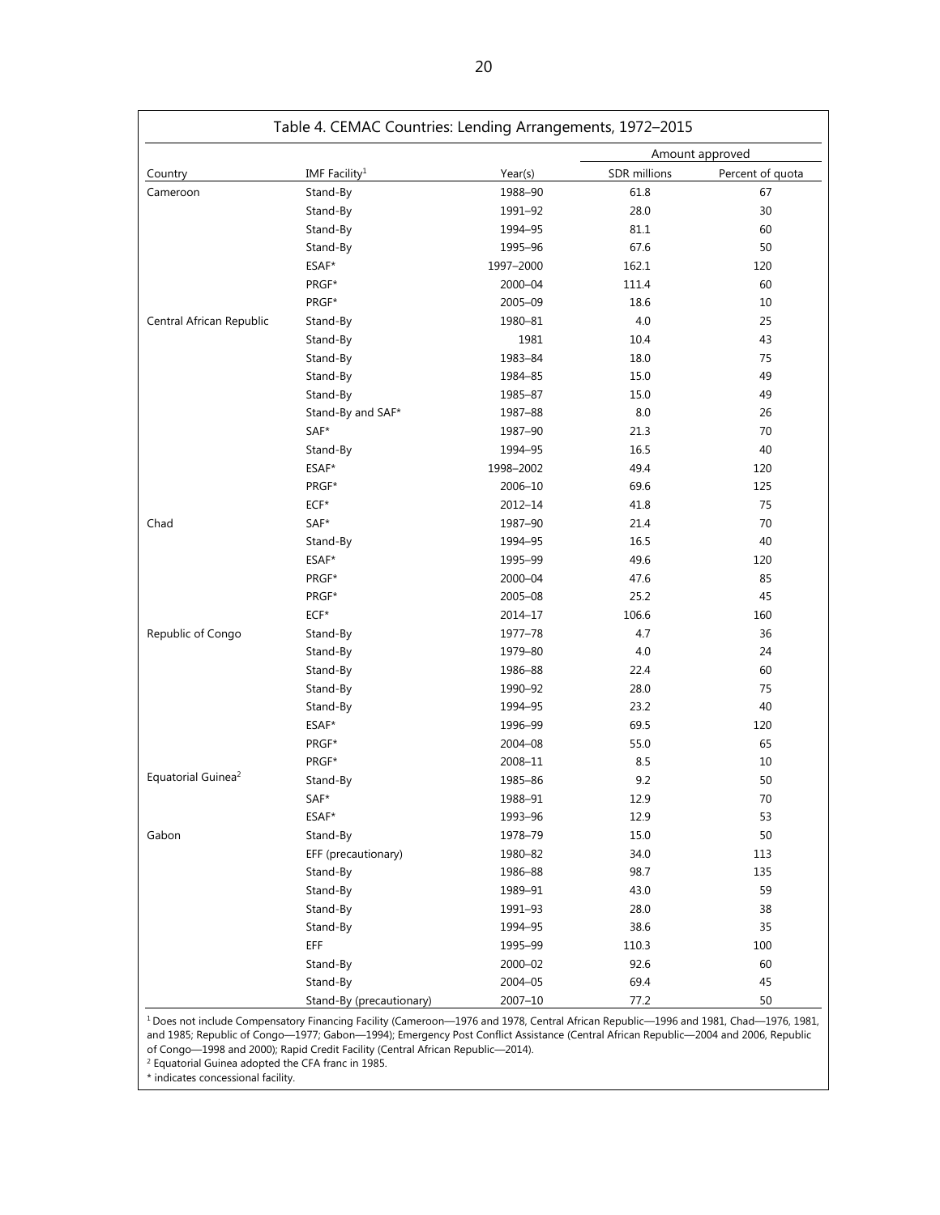Table 4. CEMAC Countries: Lending Arrangements, 1972–2015

| Country | IMF Facility[1] | Year(s) | Amount approved | |
|---|---|---|---|---|
| | | | SDR millions | Percent of quota |
| Cameroon | Stand-By | 1988–90 | 61.8 | 67 |
| | Stand-By | 1991–92 | 28.0 | 30 |
| | Stand-By | 1994–95 | 81.1 | 60 |
| | Stand-By | 1995–96 | 67.6 | 50 |
| | ESAF* | 1997–2000 | 162.1 | 120 |
| | PRGF* | 2000–04 | 111.4 | 60 |
| | PRGF* | 2005–09 | 18.6 | 10 |
| Central African Republic | Stand-By | 1980–81 | 4.0 | 25 |
| | Stand-By | 1981 | 10.4 | 43 |
| | Stand-By | 1983–84 | 18.0 | 75 |
| | Stand-By | 1984–85 | 15.0 | 49 |
| | Stand-By | 1985–87 | 15.0 | 49 |
| | Stand-By and SAF* | 1987–88 | 8.0 | 26 |
| | SAF* | 1987–90 | 21.3 | 70 |
| | Stand-By | 1994–95 | 16.5 | 40 |
| | ESAF* | 1998–2002 | 49.4 | 120 |
| | PRGF* | 2006–10 | 69.6 | 125 |
| | ECF* | 2012–14 | 41.8 | 75 |
| Chad | SAF* | 1987–90 | 21.4 | 70 |
| | Stand-By | 1994–95 | 16.5 | 40 |
| | ESAF* | 1995–99 | 49.6 | 120 |
| | PRGF* | 2000–04 | 47.6 | 85 |
| | PRGF* | 2005–08 | 25.2 | 45 |
| | ECF* | 2014–17 | 106.6 | 160 |
| Republic of Congo | Stand-By | 1977–78 | 4.7 | 36 |
| | Stand-By | 1979–80 | 4.0 | 24 |
| | Stand-By | 1986–88 | 22.4 | 60 |
| | Stand-By | 1990–92 | 28.0 | 75 |
| | Stand-By | 1994–95 | 23.2 | 40 |
| | ESAF* | 1996–99 | 69.5 | 120 |
| | PRGF* | 2004–08 | 55.0 | 65 |
| | PRGF* | 2008–11 | 8.5 | 10 |
| Equatorial Guinea[2] | Stand-By | 1985–86 | 9.2 | 50 |
| | SAF* | 1988–91 | 12.9 | 70 |
| | ESAF* | 1993–96 | 12.9 | 53 |
| Gabon | Stand-By | 1978–79 | 15.0 | 50 |
| | EFF (precautionary) | 1980–82 | 34.0 | 113 |
| | Stand-By | 1986–88 | 98.7 | 135 |
| | Stand-By | 1989–91 | 43.0 | 59 |
| | Stand-By | 1991–93 | 28.0 | 38 |
| | Stand-By | 1994–95 | 38.6 | 35 |
| | EFF | 1995–99 | 110.3 | 100 |
| | Stand-By | 2000–02 | 92.6 | 60 |
| | Stand-By | 2004–05 | 69.4 | 45 |
| | Stand-By (precautionary) | 2007–10 | 77.2 | 50 |

[1] Does not include Compensatory Financing Facility (Cameroon—1976 and 1978, Central African Republic—1996 and 1981, Chad—1976, 1981, and 1985; Republic of Congo—1977; Gabon—1994); Emergency Post Conflict Assistance (Central African Republic—2004 and 2006, Republic of Congo—1998 and 2000); Rapid Credit Facility (Central African Republic—2014).

[2] Equatorial Guinea adopted the CFA franc in 1985.

* indicates concessional facility.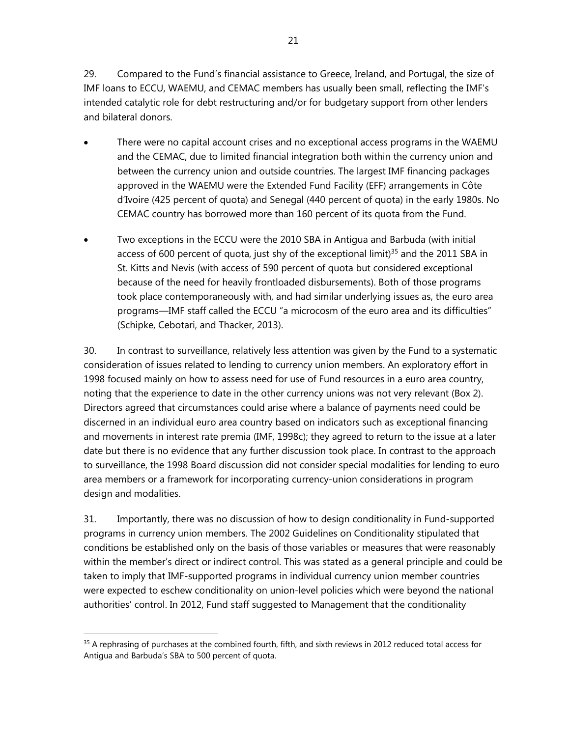29. Compared to the Fund's financial assistance to Greece, Ireland, and Portugal, the size of IMF loans to ECCU, WAEMU, and CEMAC members has usually been small, reflecting the IMF's intended catalytic role for debt restructuring and/or for budgetary support from other lenders and bilateral donors.

- There were no capital account crises and no exceptional access programs in the WAEMU and the CEMAC, due to limited financial integration both within the currency union and between the currency union and outside countries. The largest IMF financing packages approved in the WAEMU were the Extended Fund Facility (EFF) arrangements in Côte d'Ivoire (425 percent of quota) and Senegal (440 percent of quota) in the early 1980s. No CEMAC country has borrowed more than 160 percent of its quota from the Fund.

- Two exceptions in the ECCU were the 2010 SBA in Antigua and Barbuda (with initial access of 600 percent of quota, just shy of the exceptional limit)[35] and the 2011 SBA in St. Kitts and Nevis (with access of 590 percent of quota but considered exceptional because of the need for heavily frontloaded disbursements). Both of those programs took place contemporaneously with, and had similar underlying issues as, the euro area programs—IMF staff called the ECCU "a microcosm of the euro area and its difficulties" (Schipke, Cebotari, and Thacker, 2013).

30. In contrast to surveillance, relatively less attention was given by the Fund to a systematic consideration of issues related to lending to currency union members. An exploratory effort in 1998 focused mainly on how to assess need for use of Fund resources in a euro area country, noting that the experience to date in the other currency unions was not very relevant (Box 2). Directors agreed that circumstances could arise where a balance of payments need could be discerned in an individual euro area country based on indicators such as exceptional financing and movements in interest rate premia (IMF, 1998c); they agreed to return to the issue at a later date but there is no evidence that any further discussion took place. In contrast to the approach to surveillance, the 1998 Board discussion did not consider special modalities for lending to euro area members or a framework for incorporating currency-union considerations in program design and modalities.

31. Importantly, there was no discussion of how to design conditionality in Fund-supported programs in currency union members. The 2002 Guidelines on Conditionality stipulated that conditions be established only on the basis of those variables or measures that were reasonably within the member's direct or indirect control. This was stated as a general principle and could be taken to imply that IMF-supported programs in individual currency union member countries were expected to eschew conditionality on union-level policies which were beyond the national authorities' control. In 2012, Fund staff suggested to Management that the conditionality

---

[35] A rephrasing of purchases at the combined fourth, fifth, and sixth reviews in 2012 reduced total access for Antigua and Barbuda's SBA to 500 percent of quota.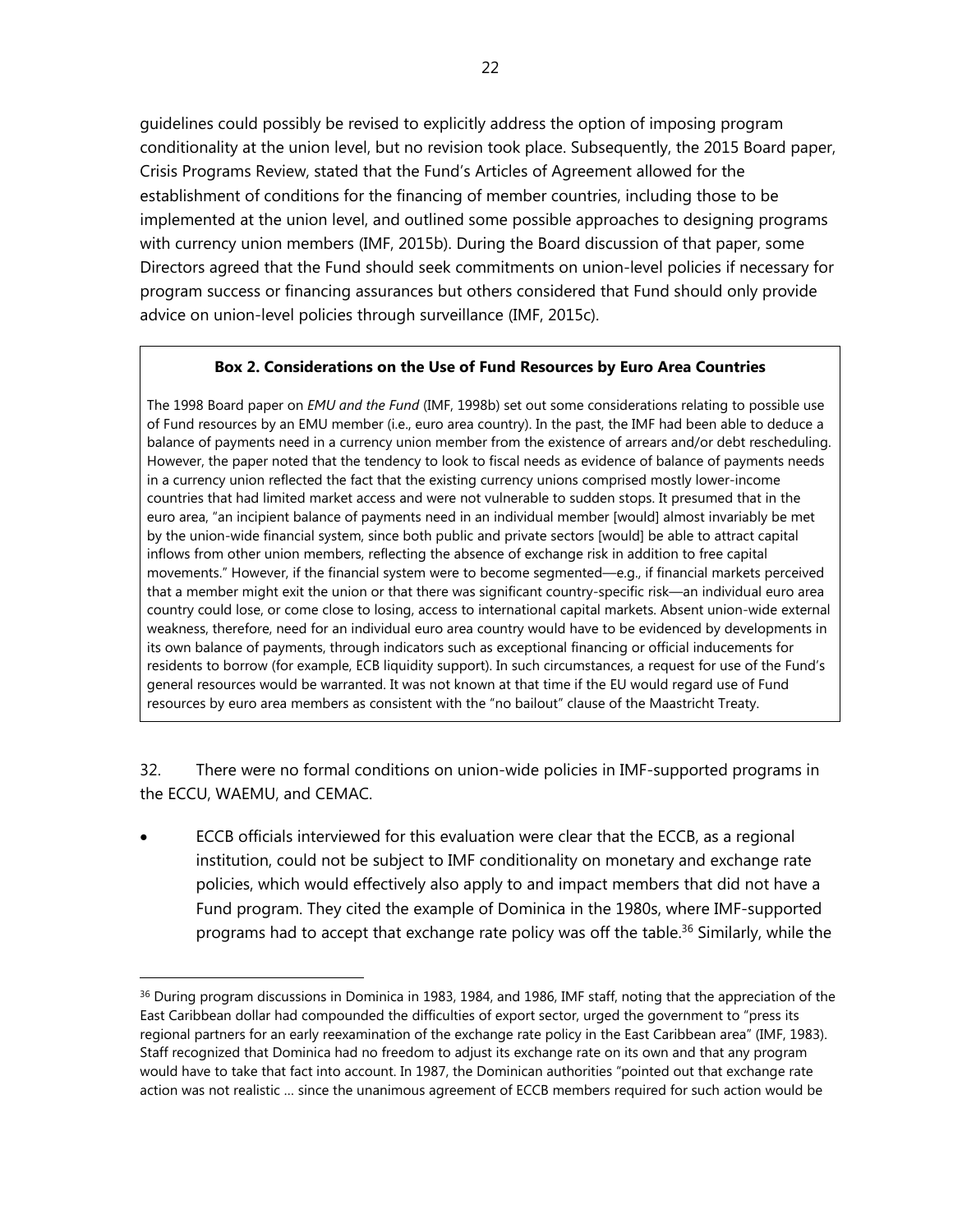guidelines could possibly be revised to explicitly address the option of imposing program conditionality at the union level, but no revision took place. Subsequently, the 2015 Board paper, Crisis Programs Review, stated that the Fund's Articles of Agreement allowed for the establishment of conditions for the financing of member countries, including those to be implemented at the union level, and outlined some possible approaches to designing programs with currency union members (IMF, 2015b). During the Board discussion of that paper, some Directors agreed that the Fund should seek commitments on union-level policies if necessary for program success or financing assurances but others considered that Fund should only provide advice on union-level policies through surveillance (IMF, 2015c).

**Box 2. Considerations on the Use of Fund Resources by Euro Area Countries**

The 1998 Board paper on *EMU and the Fund* (IMF, 1998b) set out some considerations relating to possible use of Fund resources by an EMU member (i.e., euro area country). In the past, the IMF had been able to deduce a balance of payments need in a currency union member from the existence of arrears and/or debt rescheduling. However, the paper noted that the tendency to look to fiscal needs as evidence of balance of payments needs in a currency union reflected the fact that the existing currency unions comprised mostly lower-income countries that had limited market access and were not vulnerable to sudden stops. It presumed that in the euro area, "an incipient balance of payments need in an individual member [would] almost invariably be met by the union-wide financial system, since both public and private sectors [would] be able to attract capital inflows from other union members, reflecting the absence of exchange risk in addition to free capital movements." However, if the financial system were to become segmented—e.g., if financial markets perceived that a member might exit the union or that there was significant country-specific risk—an individual euro area country could lose, or come close to losing, access to international capital markets. Absent union-wide external weakness, therefore, need for an individual euro area country would have to be evidenced by developments in its own balance of payments, through indicators such as exceptional financing or official inducements for residents to borrow (for example, ECB liquidity support). In such circumstances, a request for use of the Fund's general resources would be warranted. It was not known at that time if the EU would regard use of Fund resources by euro area members as consistent with the "no bailout" clause of the Maastricht Treaty.

32. There were no formal conditions on union-wide policies in IMF-supported programs in the ECCU, WAEMU, and CEMAC.

- ECCB officials interviewed for this evaluation were clear that the ECCB, as a regional institution, could not be subject to IMF conditionality on monetary and exchange rate policies, which would effectively also apply to and impact members that did not have a Fund program. They cited the example of Dominica in the 1980s, where IMF-supported programs had to accept that exchange rate policy was off the table.[36] Similarly, while the

[36] During program discussions in Dominica in 1983, 1984, and 1986, IMF staff, noting that the appreciation of the East Caribbean dollar had compounded the difficulties of export sector, urged the government to "press its regional partners for an early reexamination of the exchange rate policy in the East Caribbean area" (IMF, 1983). Staff recognized that Dominica had no freedom to adjust its exchange rate on its own and that any program would have to take that fact into account. In 1987, the Dominican authorities "pointed out that exchange rate action was not realistic … since the unanimous agreement of ECCB members required for such action would be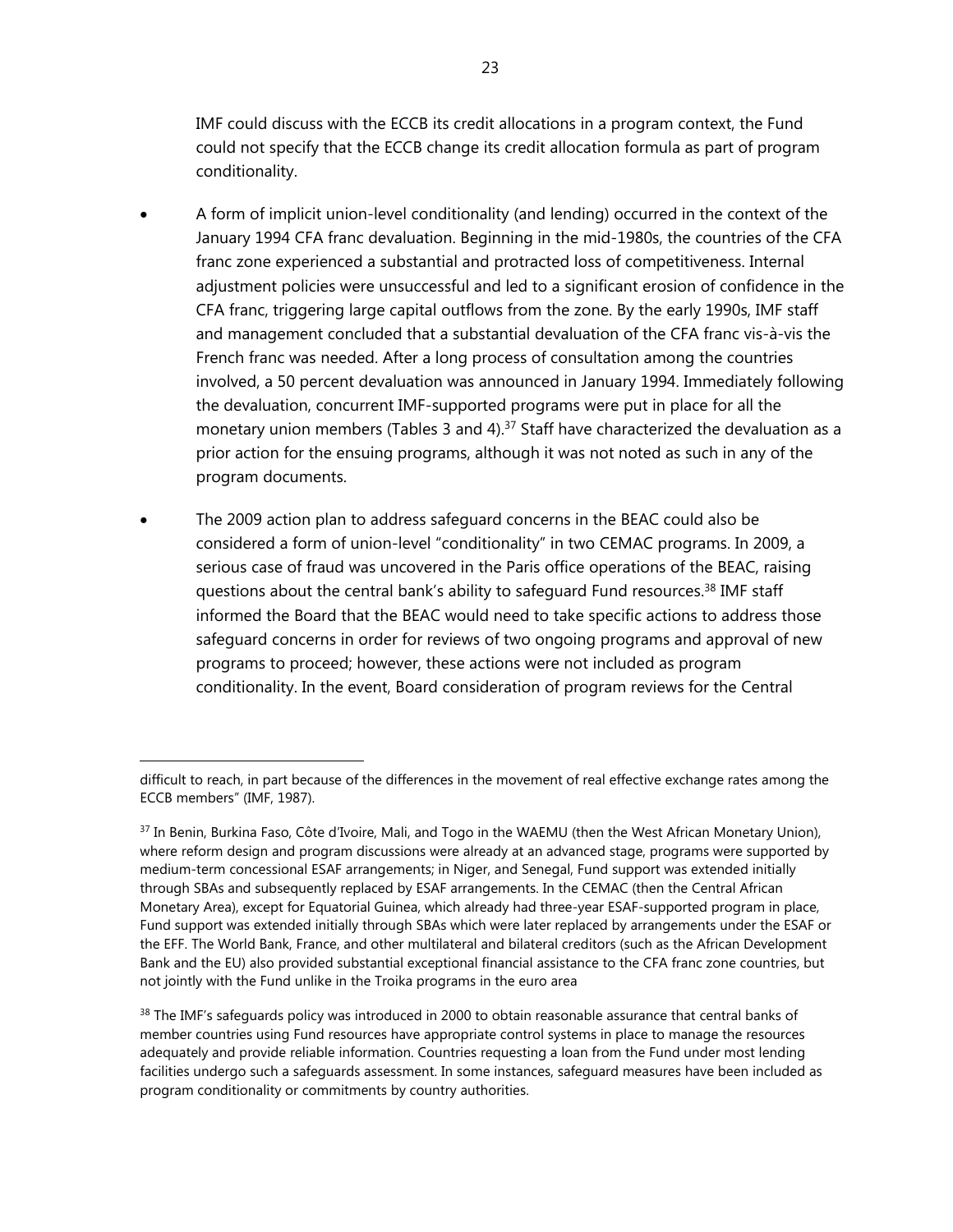IMF could discuss with the ECCB its credit allocations in a program context, the Fund could not specify that the ECCB change its credit allocation formula as part of program conditionality.

- A form of implicit union-level conditionality (and lending) occurred in the context of the January 1994 CFA franc devaluation. Beginning in the mid-1980s, the countries of the CFA franc zone experienced a substantial and protracted loss of competitiveness. Internal adjustment policies were unsuccessful and led to a significant erosion of confidence in the CFA franc, triggering large capital outflows from the zone. By the early 1990s, IMF staff and management concluded that a substantial devaluation of the CFA franc vis-à-vis the French franc was needed. After a long process of consultation among the countries involved, a 50 percent devaluation was announced in January 1994. Immediately following the devaluation, concurrent IMF-supported programs were put in place for all the monetary union members (Tables 3 and 4).[37] Staff have characterized the devaluation as a prior action for the ensuing programs, although it was not noted as such in any of the program documents.

- The 2009 action plan to address safeguard concerns in the BEAC could also be considered a form of union-level "conditionality" in two CEMAC programs. In 2009, a serious case of fraud was uncovered in the Paris office operations of the BEAC, raising questions about the central bank's ability to safeguard Fund resources.[38] IMF staff informed the Board that the BEAC would need to take specific actions to address those safeguard concerns in order for reviews of two ongoing programs and approval of new programs to proceed; however, these actions were not included as program conditionality. In the event, Board consideration of program reviews for the Central

---

difficult to reach, in part because of the differences in the movement of real effective exchange rates among the ECCB members" (IMF, 1987).

[37] In Benin, Burkina Faso, Côte d'Ivoire, Mali, and Togo in the WAEMU (then the West African Monetary Union), where reform design and program discussions were already at an advanced stage, programs were supported by medium-term concessional ESAF arrangements; in Niger, and Senegal, Fund support was extended initially through SBAs and subsequently replaced by ESAF arrangements. In the CEMAC (then the Central African Monetary Area), except for Equatorial Guinea, which already had three-year ESAF-supported program in place, Fund support was extended initially through SBAs which were later replaced by arrangements under the ESAF or the EFF. The World Bank, France, and other multilateral and bilateral creditors (such as the African Development Bank and the EU) also provided substantial exceptional financial assistance to the CFA franc zone countries, but not jointly with the Fund unlike in the Troika programs in the euro area

[38] The IMF's safeguards policy was introduced in 2000 to obtain reasonable assurance that central banks of member countries using Fund resources have appropriate control systems in place to manage the resources adequately and provide reliable information. Countries requesting a loan from the Fund under most lending facilities undergo such a safeguards assessment. In some instances, safeguard measures have been included as program conditionality or commitments by country authorities.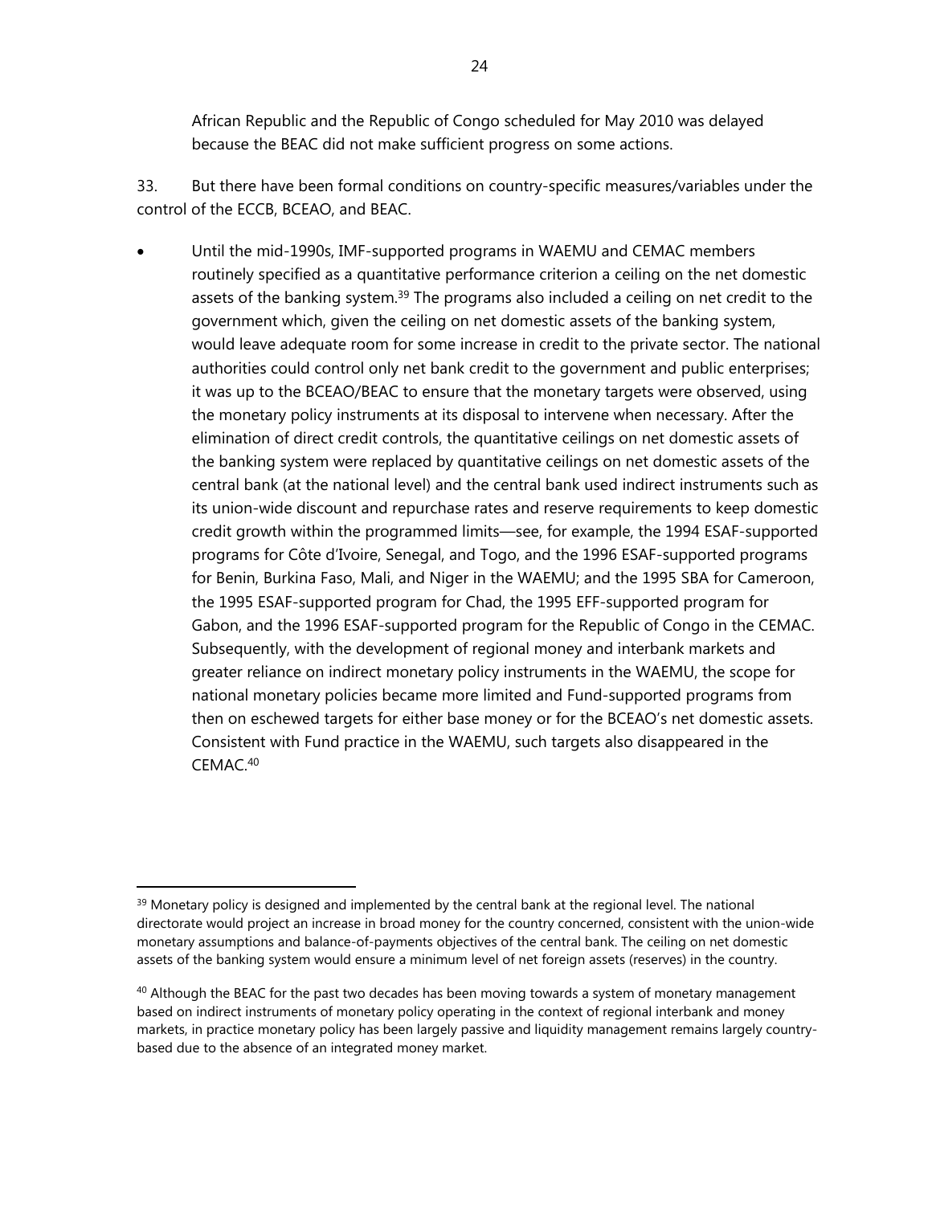African Republic and the Republic of Congo scheduled for May 2010 was delayed because the BEAC did not make sufficient progress on some actions.

33. But there have been formal conditions on country-specific measures/variables under the control of the ECCB, BCEAO, and BEAC.

- Until the mid-1990s, IMF-supported programs in WAEMU and CEMAC members routinely specified as a quantitative performance criterion a ceiling on the net domestic assets of the banking system.[39] The programs also included a ceiling on net credit to the government which, given the ceiling on net domestic assets of the banking system, would leave adequate room for some increase in credit to the private sector. The national authorities could control only net bank credit to the government and public enterprises; it was up to the BCEAO/BEAC to ensure that the monetary targets were observed, using the monetary policy instruments at its disposal to intervene when necessary. After the elimination of direct credit controls, the quantitative ceilings on net domestic assets of the banking system were replaced by quantitative ceilings on net domestic assets of the central bank (at the national level) and the central bank used indirect instruments such as its union-wide discount and repurchase rates and reserve requirements to keep domestic credit growth within the programmed limits—see, for example, the 1994 ESAF-supported programs for Côte d'Ivoire, Senegal, and Togo, and the 1996 ESAF-supported programs for Benin, Burkina Faso, Mali, and Niger in the WAEMU; and the 1995 SBA for Cameroon, the 1995 ESAF-supported program for Chad, the 1995 EFF-supported program for Gabon, and the 1996 ESAF-supported program for the Republic of Congo in the CEMAC. Subsequently, with the development of regional money and interbank markets and greater reliance on indirect monetary policy instruments in the WAEMU, the scope for national monetary policies became more limited and Fund-supported programs from then on eschewed targets for either base money or for the BCEAO's net domestic assets. Consistent with Fund practice in the WAEMU, such targets also disappeared in the CEMAC.[40]

---

[39] Monetary policy is designed and implemented by the central bank at the regional level. The national directorate would project an increase in broad money for the country concerned, consistent with the union-wide monetary assumptions and balance-of-payments objectives of the central bank. The ceiling on net domestic assets of the banking system would ensure a minimum level of net foreign assets (reserves) in the country.

[40] Although the BEAC for the past two decades has been moving towards a system of monetary management based on indirect instruments of monetary policy operating in the context of regional interbank and money markets, in practice monetary policy has been largely passive and liquidity management remains largely country-based due to the absence of an integrated money market.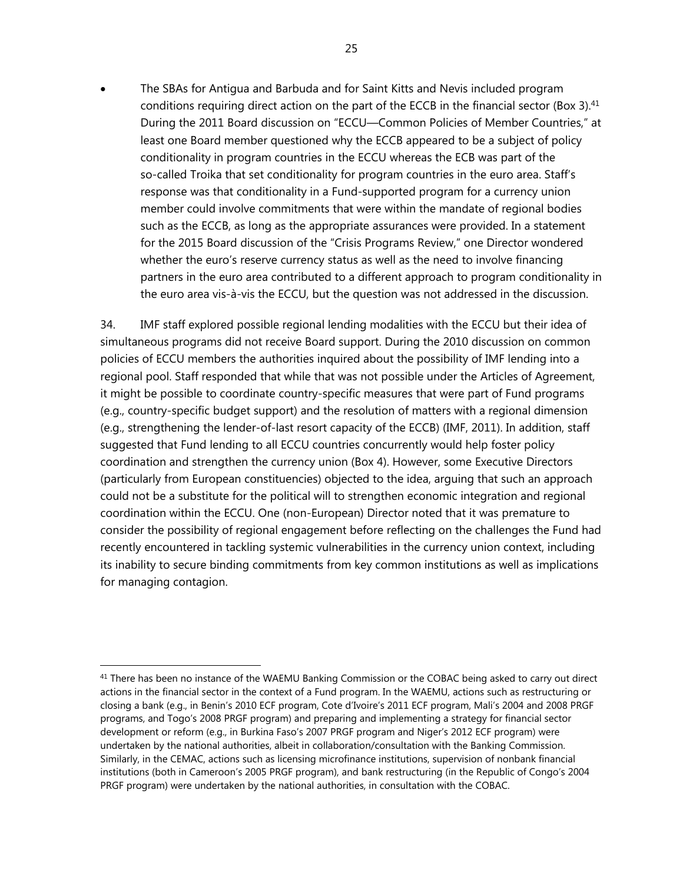- The SBAs for Antigua and Barbuda and for Saint Kitts and Nevis included program conditions requiring direct action on the part of the ECCB in the financial sector (Box 3).[41] During the 2011 Board discussion on "ECCU—Common Policies of Member Countries," at least one Board member questioned why the ECCB appeared to be a subject of policy conditionality in program countries in the ECCU whereas the ECB was part of the so-called Troika that set conditionality for program countries in the euro area. Staff's response was that conditionality in a Fund-supported program for a currency union member could involve commitments that were within the mandate of regional bodies such as the ECCB, as long as the appropriate assurances were provided. In a statement for the 2015 Board discussion of the "Crisis Programs Review," one Director wondered whether the euro's reserve currency status as well as the need to involve financing partners in the euro area contributed to a different approach to program conditionality in the euro area vis-à-vis the ECCU, but the question was not addressed in the discussion.

34. IMF staff explored possible regional lending modalities with the ECCU but their idea of simultaneous programs did not receive Board support. During the 2010 discussion on common policies of ECCU members the authorities inquired about the possibility of IMF lending into a regional pool. Staff responded that while that was not possible under the Articles of Agreement, it might be possible to coordinate country-specific measures that were part of Fund programs (e.g., country-specific budget support) and the resolution of matters with a regional dimension (e.g., strengthening the lender-of-last resort capacity of the ECCB) (IMF, 2011). In addition, staff suggested that Fund lending to all ECCU countries concurrently would help foster policy coordination and strengthen the currency union (Box 4). However, some Executive Directors (particularly from European constituencies) objected to the idea, arguing that such an approach could not be a substitute for the political will to strengthen economic integration and regional coordination within the ECCU. One (non-European) Director noted that it was premature to consider the possibility of regional engagement before reflecting on the challenges the Fund had recently encountered in tackling systemic vulnerabilities in the currency union context, including its inability to secure binding commitments from key common institutions as well as implications for managing contagion.

[41] There has been no instance of the WAEMU Banking Commission or the COBAC being asked to carry out direct actions in the financial sector in the context of a Fund program. In the WAEMU, actions such as restructuring or closing a bank (e.g., in Benin's 2010 ECF program, Cote d'Ivoire's 2011 ECF program, Mali's 2004 and 2008 PRGF programs, and Togo's 2008 PRGF program) and preparing and implementing a strategy for financial sector development or reform (e.g., in Burkina Faso's 2007 PRGF program and Niger's 2012 ECF program) were undertaken by the national authorities, albeit in collaboration/consultation with the Banking Commission. Similarly, in the CEMAC, actions such as licensing microfinance institutions, supervision of nonbank financial institutions (both in Cameroon's 2005 PRGF program), and bank restructuring (in the Republic of Congo's 2004 PRGF program) were undertaken by the national authorities, in consultation with the COBAC.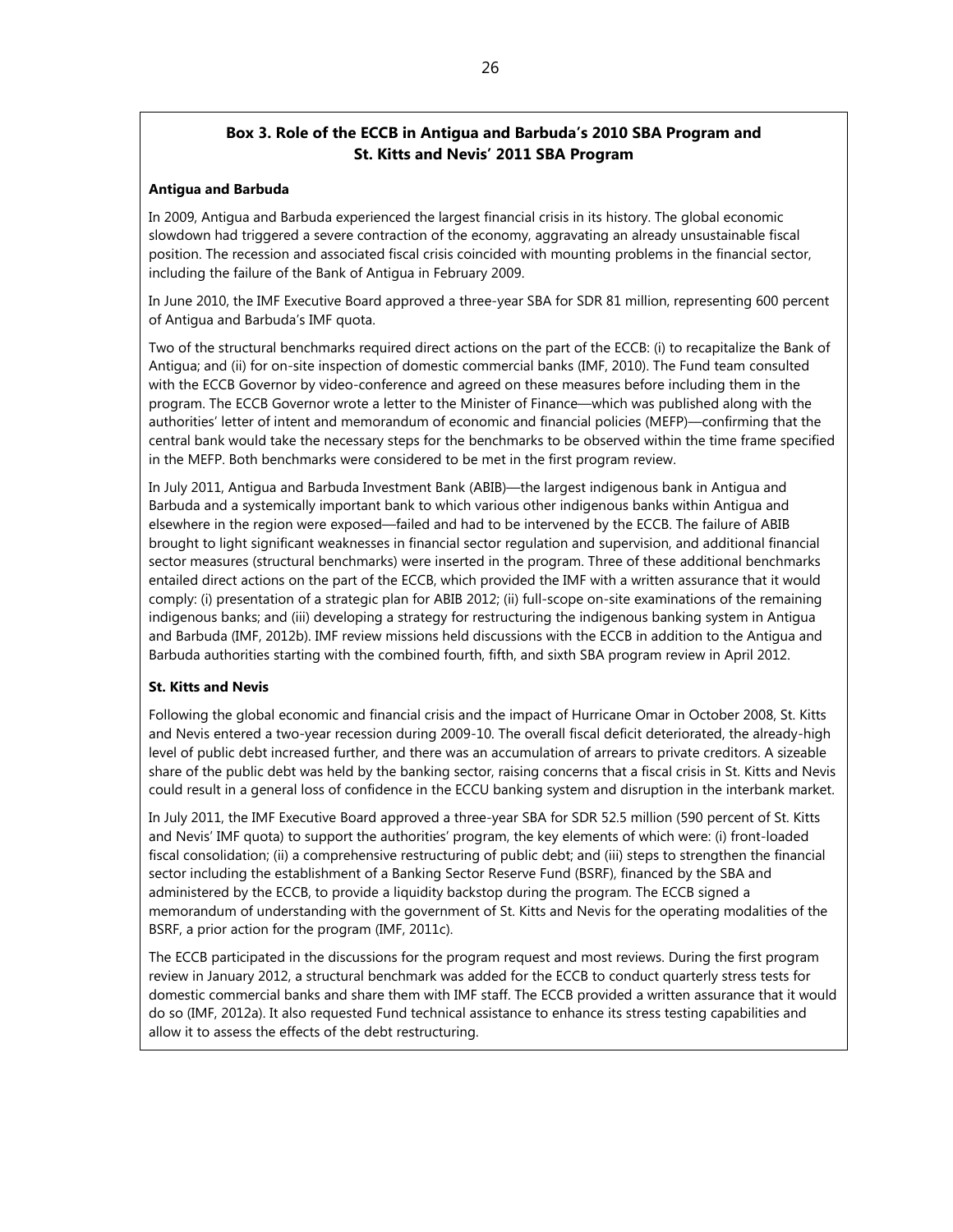## Box 3. Role of the ECCB in Antigua and Barbuda's 2010 SBA Program and St. Kitts and Nevis' 2011 SBA Program

**Antigua and Barbuda**

In 2009, Antigua and Barbuda experienced the largest financial crisis in its history. The global economic slowdown had triggered a severe contraction of the economy, aggravating an already unsustainable fiscal position. The recession and associated fiscal crisis coincided with mounting problems in the financial sector, including the failure of the Bank of Antigua in February 2009.

In June 2010, the IMF Executive Board approved a three-year SBA for SDR 81 million, representing 600 percent of Antigua and Barbuda's IMF quota.

Two of the structural benchmarks required direct actions on the part of the ECCB: (i) to recapitalize the Bank of Antigua; and (ii) for on-site inspection of domestic commercial banks (IMF, 2010). The Fund team consulted with the ECCB Governor by video-conference and agreed on these measures before including them in the program. The ECCB Governor wrote a letter to the Minister of Finance—which was published along with the authorities' letter of intent and memorandum of economic and financial policies (MEFP)—confirming that the central bank would take the necessary steps for the benchmarks to be observed within the time frame specified in the MEFP. Both benchmarks were considered to be met in the first program review.

In July 2011, Antigua and Barbuda Investment Bank (ABIB)—the largest indigenous bank in Antigua and Barbuda and a systemically important bank to which various other indigenous banks within Antigua and elsewhere in the region were exposed—failed and had to be intervened by the ECCB. The failure of ABIB brought to light significant weaknesses in financial sector regulation and supervision, and additional financial sector measures (structural benchmarks) were inserted in the program. Three of these additional benchmarks entailed direct actions on the part of the ECCB, which provided the IMF with a written assurance that it would comply: (i) presentation of a strategic plan for ABIB 2012; (ii) full-scope on-site examinations of the remaining indigenous banks; and (iii) developing a strategy for restructuring the indigenous banking system in Antigua and Barbuda (IMF, 2012b). IMF review missions held discussions with the ECCB in addition to the Antigua and Barbuda authorities starting with the combined fourth, fifth, and sixth SBA program review in April 2012.

**St. Kitts and Nevis**

Following the global economic and financial crisis and the impact of Hurricane Omar in October 2008, St. Kitts and Nevis entered a two-year recession during 2009-10. The overall fiscal deficit deteriorated, the already-high level of public debt increased further, and there was an accumulation of arrears to private creditors. A sizeable share of the public debt was held by the banking sector, raising concerns that a fiscal crisis in St. Kitts and Nevis could result in a general loss of confidence in the ECCU banking system and disruption in the interbank market.

In July 2011, the IMF Executive Board approved a three-year SBA for SDR 52.5 million (590 percent of St. Kitts and Nevis' IMF quota) to support the authorities' program, the key elements of which were: (i) front-loaded fiscal consolidation; (ii) a comprehensive restructuring of public debt; and (iii) steps to strengthen the financial sector including the establishment of a Banking Sector Reserve Fund (BSRF), financed by the SBA and administered by the ECCB, to provide a liquidity backstop during the program. The ECCB signed a memorandum of understanding with the government of St. Kitts and Nevis for the operating modalities of the BSRF, a prior action for the program (IMF, 2011c).

The ECCB participated in the discussions for the program request and most reviews. During the first program review in January 2012, a structural benchmark was added for the ECCB to conduct quarterly stress tests for domestic commercial banks and share them with IMF staff. The ECCB provided a written assurance that it would do so (IMF, 2012a). It also requested Fund technical assistance to enhance its stress testing capabilities and allow it to assess the effects of the debt restructuring.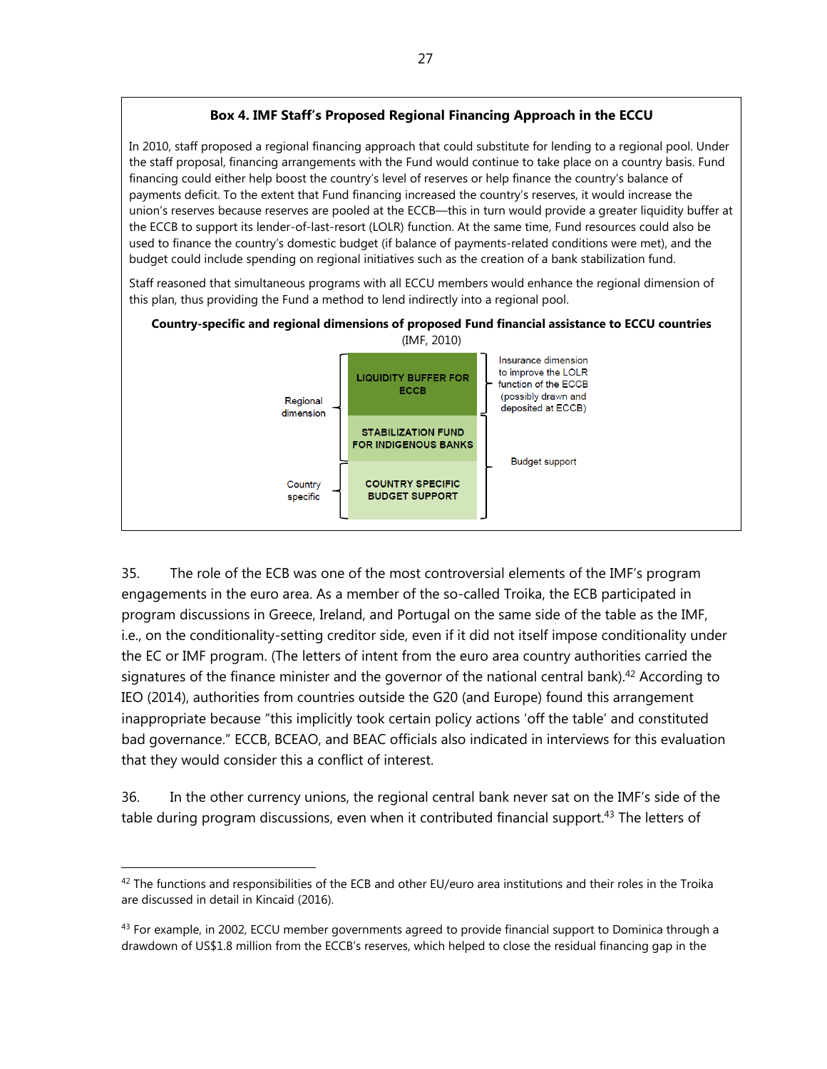**Box 4. IMF Staff's Proposed Regional Financing Approach in the ECCU**

In 2010, staff proposed a regional financing approach that could substitute for lending to a regional pool. Under the staff proposal, financing arrangements with the Fund would continue to take place on a country basis. Fund financing could either help boost the country's level of reserves or help finance the country's balance of payments deficit. To the extent that Fund financing increased the country's reserves, it would increase the union's reserves because reserves are pooled at the ECCB—this in turn would provide a greater liquidity buffer at the ECCB to support its lender-of-last-resort (LOLR) function. At the same time, Fund resources could also be used to finance the country's domestic budget (if balance of payments-related conditions were met), and the budget could include spending on regional initiatives such as the creation of a bank stabilization fund.

Staff reasoned that simultaneous programs with all ECCU members would enhance the regional dimension of this plan, thus providing the Fund a method to lend indirectly into a regional pool.

**Country-specific and regional dimensions of proposed Fund financial assistance to ECCU countries**

(IMF, 2010)

| Dimension | Component | Purpose |
|---|---|---|
| Regional dimension | LIQUIDITY BUFFER FOR ECCB | Insurance dimension to improve the LOLR function of the ECCB (possibly drawn and deposited at ECCB) |
| Regional dimension | STABILIZATION FUND FOR INDIGENOUS BANKS | Budget support |
| Country specific | COUNTRY SPECIFIC BUDGET SUPPORT | Budget support |

35. The role of the ECB was one of the most controversial elements of the IMF's program engagements in the euro area. As a member of the so-called Troika, the ECB participated in program discussions in Greece, Ireland, and Portugal on the same side of the table as the IMF, i.e., on the conditionality-setting creditor side, even if it did not itself impose conditionality under the EC or IMF program. (The letters of intent from the euro area country authorities carried the signatures of the finance minister and the governor of the national central bank).[42] According to IEO (2014), authorities from countries outside the G20 (and Europe) found this arrangement inappropriate because "this implicitly took certain policy actions 'off the table' and constituted bad governance." ECCB, BCEAO, and BEAC officials also indicated in interviews for this evaluation that they would consider this a conflict of interest.

36. In the other currency unions, the regional central bank never sat on the IMF's side of the table during program discussions, even when it contributed financial support.[43] The letters of

---

[42] The functions and responsibilities of the ECB and other EU/euro area institutions and their roles in the Troika are discussed in detail in Kincaid (2016).

[43] For example, in 2002, ECCU member governments agreed to provide financial support to Dominica through a drawdown of US$1.8 million from the ECCB's reserves, which helped to close the residual financing gap in the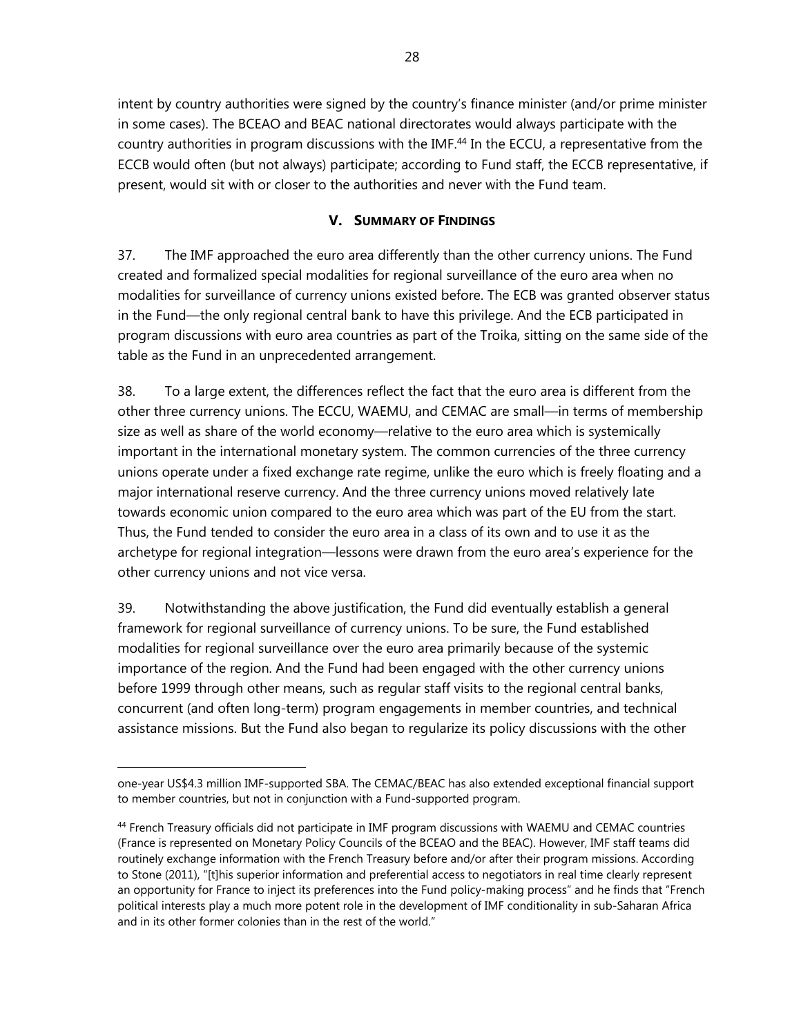intent by country authorities were signed by the country's finance minister (and/or prime minister in some cases). The BCEAO and BEAC national directorates would always participate with the country authorities in program discussions with the IMF.[44] In the ECCU, a representative from the ECCB would often (but not always) participate; according to Fund staff, the ECCB representative, if present, would sit with or closer to the authorities and never with the Fund team.

## V. SUMMARY OF FINDINGS

37. The IMF approached the euro area differently than the other currency unions. The Fund created and formalized special modalities for regional surveillance of the euro area when no modalities for surveillance of currency unions existed before. The ECB was granted observer status in the Fund—the only regional central bank to have this privilege. And the ECB participated in program discussions with euro area countries as part of the Troika, sitting on the same side of the table as the Fund in an unprecedented arrangement.

38. To a large extent, the differences reflect the fact that the euro area is different from the other three currency unions. The ECCU, WAEMU, and CEMAC are small—in terms of membership size as well as share of the world economy—relative to the euro area which is systemically important in the international monetary system. The common currencies of the three currency unions operate under a fixed exchange rate regime, unlike the euro which is freely floating and a major international reserve currency. And the three currency unions moved relatively late towards economic union compared to the euro area which was part of the EU from the start. Thus, the Fund tended to consider the euro area in a class of its own and to use it as the archetype for regional integration—lessons were drawn from the euro area's experience for the other currency unions and not vice versa.

39. Notwithstanding the above justification, the Fund did eventually establish a general framework for regional surveillance of currency unions. To be sure, the Fund established modalities for regional surveillance over the euro area primarily because of the systemic importance of the region. And the Fund had been engaged with the other currency unions before 1999 through other means, such as regular staff visits to the regional central banks, concurrent (and often long-term) program engagements in member countries, and technical assistance missions. But the Fund also began to regularize its policy discussions with the other

---

one-year US$4.3 million IMF-supported SBA. The CEMAC/BEAC has also extended exceptional financial support to member countries, but not in conjunction with a Fund-supported program.

[44] French Treasury officials did not participate in IMF program discussions with WAEMU and CEMAC countries (France is represented on Monetary Policy Councils of the BCEAO and the BEAC). However, IMF staff teams did routinely exchange information with the French Treasury before and/or after their program missions. According to Stone (2011), "[t]his superior information and preferential access to negotiators in real time clearly represent an opportunity for France to inject its preferences into the Fund policy-making process" and he finds that "French political interests play a much more potent role in the development of IMF conditionality in sub-Saharan Africa and in its other former colonies than in the rest of the world."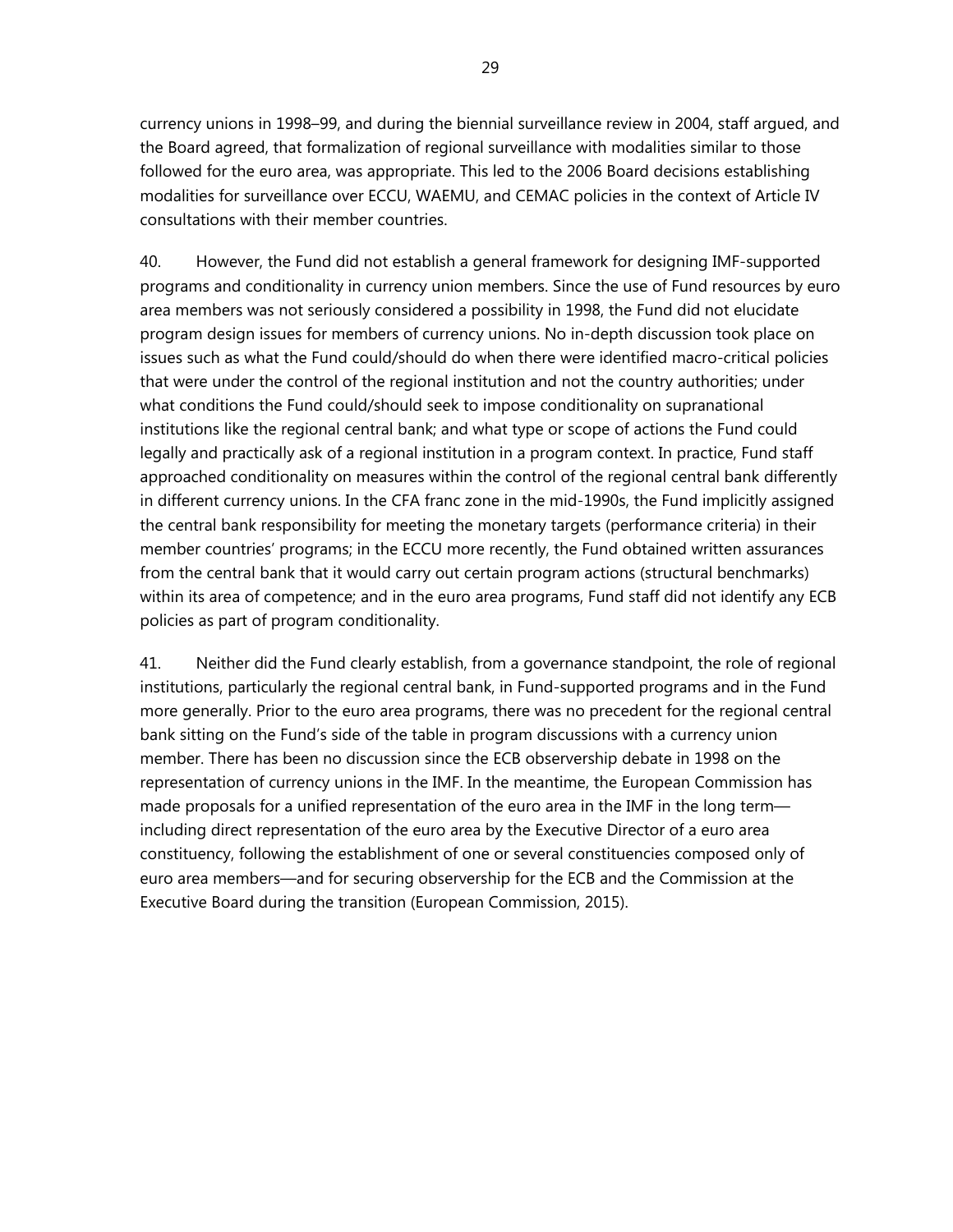currency unions in 1998–99, and during the biennial surveillance review in 2004, staff argued, and the Board agreed, that formalization of regional surveillance with modalities similar to those followed for the euro area, was appropriate. This led to the 2006 Board decisions establishing modalities for surveillance over ECCU, WAEMU, and CEMAC policies in the context of Article IV consultations with their member countries.

40. However, the Fund did not establish a general framework for designing IMF-supported programs and conditionality in currency union members. Since the use of Fund resources by euro area members was not seriously considered a possibility in 1998, the Fund did not elucidate program design issues for members of currency unions. No in-depth discussion took place on issues such as what the Fund could/should do when there were identified macro-critical policies that were under the control of the regional institution and not the country authorities; under what conditions the Fund could/should seek to impose conditionality on supranational institutions like the regional central bank; and what type or scope of actions the Fund could legally and practically ask of a regional institution in a program context. In practice, Fund staff approached conditionality on measures within the control of the regional central bank differently in different currency unions. In the CFA franc zone in the mid-1990s, the Fund implicitly assigned the central bank responsibility for meeting the monetary targets (performance criteria) in their member countries' programs; in the ECCU more recently, the Fund obtained written assurances from the central bank that it would carry out certain program actions (structural benchmarks) within its area of competence; and in the euro area programs, Fund staff did not identify any ECB policies as part of program conditionality.

41. Neither did the Fund clearly establish, from a governance standpoint, the role of regional institutions, particularly the regional central bank, in Fund-supported programs and in the Fund more generally. Prior to the euro area programs, there was no precedent for the regional central bank sitting on the Fund's side of the table in program discussions with a currency union member. There has been no discussion since the ECB observership debate in 1998 on the representation of currency unions in the IMF. In the meantime, the European Commission has made proposals for a unified representation of the euro area in the IMF in the long term—including direct representation of the euro area by the Executive Director of a euro area constituency, following the establishment of one or several constituencies composed only of euro area members—and for securing observership for the ECB and the Commission at the Executive Board during the transition (European Commission, 2015).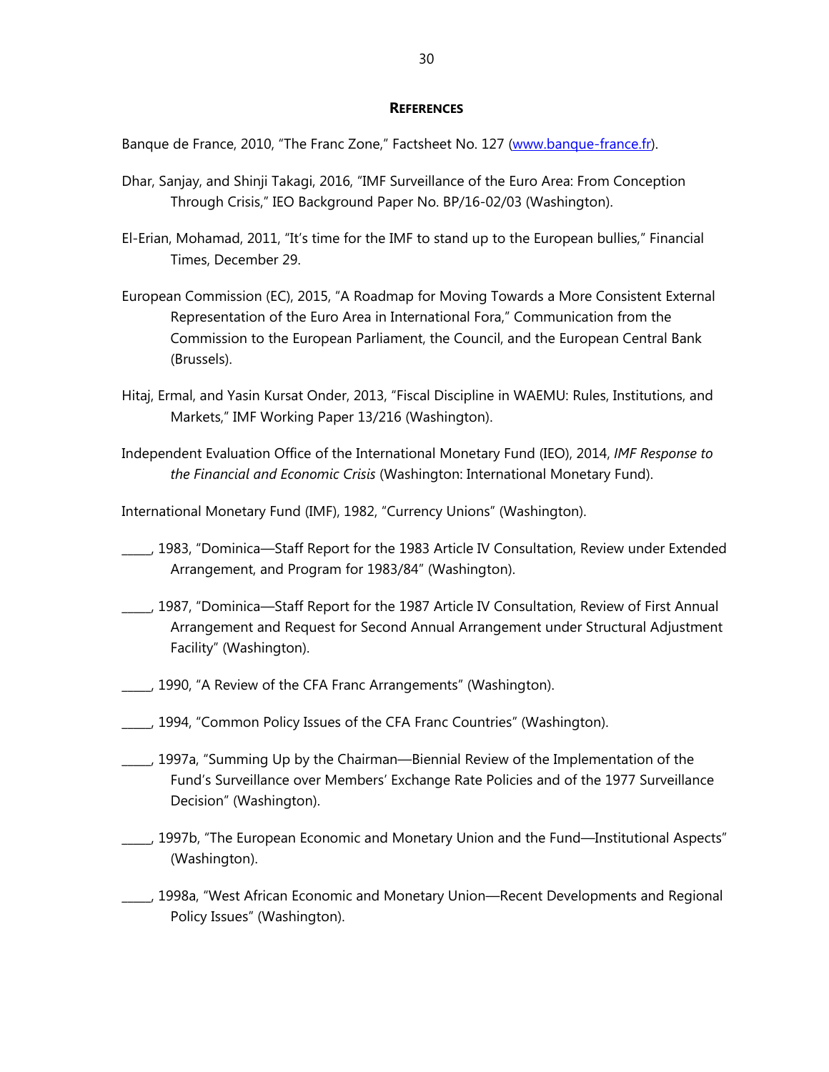## References

Banque de France, 2010, "The Franc Zone," Factsheet No. 127 (www.banque-france.fr).

Dhar, Sanjay, and Shinji Takagi, 2016, "IMF Surveillance of the Euro Area: From Conception Through Crisis," IEO Background Paper No. BP/16-02/03 (Washington).

El-Erian, Mohamad, 2011, "It's time for the IMF to stand up to the European bullies," Financial Times, December 29.

European Commission (EC), 2015, "A Roadmap for Moving Towards a More Consistent External Representation of the Euro Area in International Fora," Communication from the Commission to the European Parliament, the Council, and the European Central Bank (Brussels).

Hitaj, Ermal, and Yasin Kursat Onder, 2013, "Fiscal Discipline in WAEMU: Rules, Institutions, and Markets," IMF Working Paper 13/216 (Washington).

Independent Evaluation Office of the International Monetary Fund (IEO), 2014, *IMF Response to the Financial and Economic Crisis* (Washington: International Monetary Fund).

International Monetary Fund (IMF), 1982, "Currency Unions" (Washington).

_____, 1983, "Dominica—Staff Report for the 1983 Article IV Consultation, Review under Extended Arrangement, and Program for 1983/84" (Washington).

_____, 1987, "Dominica—Staff Report for the 1987 Article IV Consultation, Review of First Annual Arrangement and Request for Second Annual Arrangement under Structural Adjustment Facility" (Washington).

_____, 1990, "A Review of the CFA Franc Arrangements" (Washington).

_____, 1994, "Common Policy Issues of the CFA Franc Countries" (Washington).

_____, 1997a, "Summing Up by the Chairman—Biennial Review of the Implementation of the Fund's Surveillance over Members' Exchange Rate Policies and of the 1977 Surveillance Decision" (Washington).

_____, 1997b, "The European Economic and Monetary Union and the Fund—Institutional Aspects" (Washington).

_____, 1998a, "West African Economic and Monetary Union—Recent Developments and Regional Policy Issues" (Washington).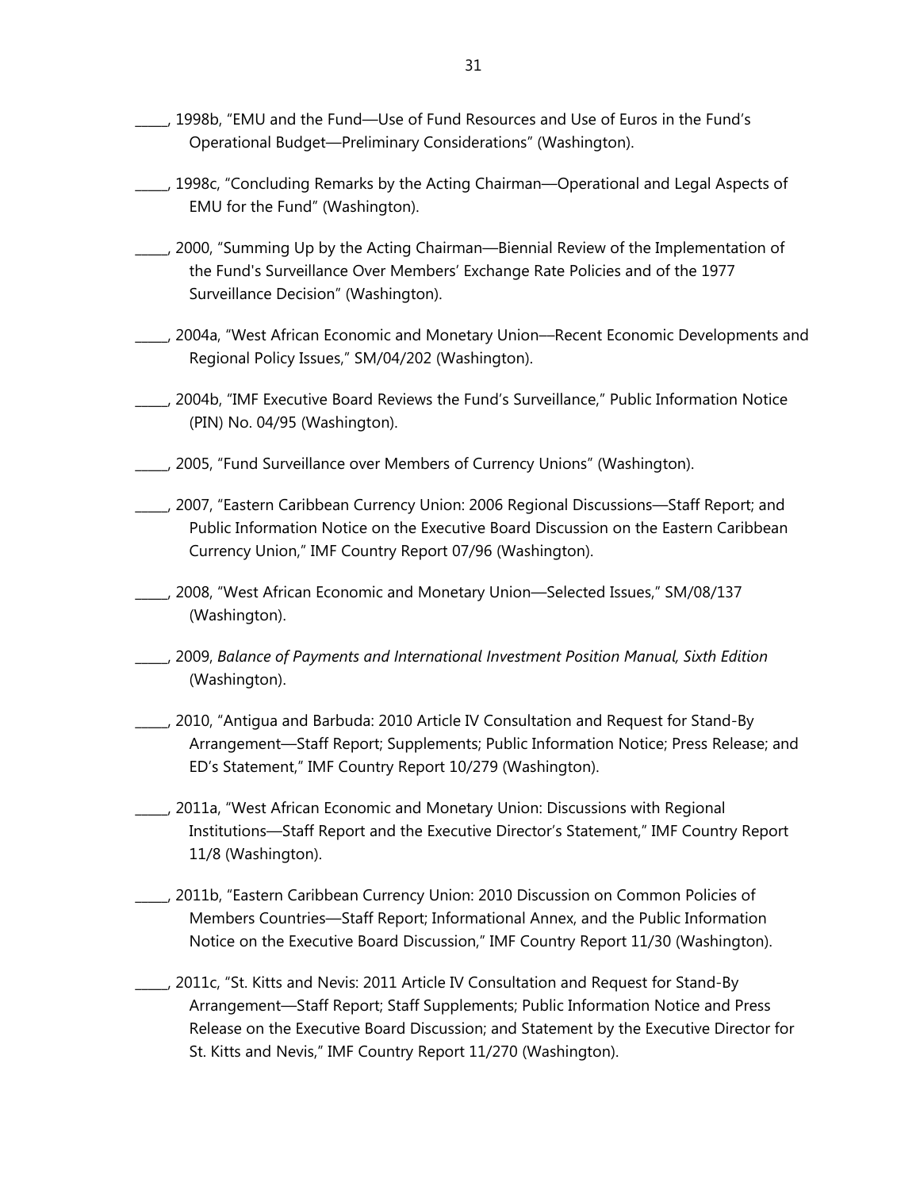_____, 1998b, "EMU and the Fund—Use of Fund Resources and Use of Euros in the Fund's Operational Budget—Preliminary Considerations" (Washington).

_____, 1998c, "Concluding Remarks by the Acting Chairman—Operational and Legal Aspects of EMU for the Fund" (Washington).

_____, 2000, "Summing Up by the Acting Chairman—Biennial Review of the Implementation of the Fund's Surveillance Over Members' Exchange Rate Policies and of the 1977 Surveillance Decision" (Washington).

_____, 2004a, "West African Economic and Monetary Union—Recent Economic Developments and Regional Policy Issues," SM/04/202 (Washington).

_____, 2004b, "IMF Executive Board Reviews the Fund's Surveillance," Public Information Notice (PIN) No. 04/95 (Washington).

_____, 2005, "Fund Surveillance over Members of Currency Unions" (Washington).

_____, 2007, "Eastern Caribbean Currency Union: 2006 Regional Discussions—Staff Report; and Public Information Notice on the Executive Board Discussion on the Eastern Caribbean Currency Union," IMF Country Report 07/96 (Washington).

_____, 2008, "West African Economic and Monetary Union—Selected Issues," SM/08/137 (Washington).

_____, 2009, *Balance of Payments and International Investment Position Manual, Sixth Edition* (Washington).

_____, 2010, "Antigua and Barbuda: 2010 Article IV Consultation and Request for Stand-By Arrangement—Staff Report; Supplements; Public Information Notice; Press Release; and ED's Statement," IMF Country Report 10/279 (Washington).

_____, 2011a, "West African Economic and Monetary Union: Discussions with Regional Institutions—Staff Report and the Executive Director's Statement," IMF Country Report 11/8 (Washington).

_____, 2011b, "Eastern Caribbean Currency Union: 2010 Discussion on Common Policies of Members Countries—Staff Report; Informational Annex, and the Public Information Notice on the Executive Board Discussion," IMF Country Report 11/30 (Washington).

_____, 2011c, "St. Kitts and Nevis: 2011 Article IV Consultation and Request for Stand-By Arrangement—Staff Report; Staff Supplements; Public Information Notice and Press Release on the Executive Board Discussion; and Statement by the Executive Director for St. Kitts and Nevis," IMF Country Report 11/270 (Washington).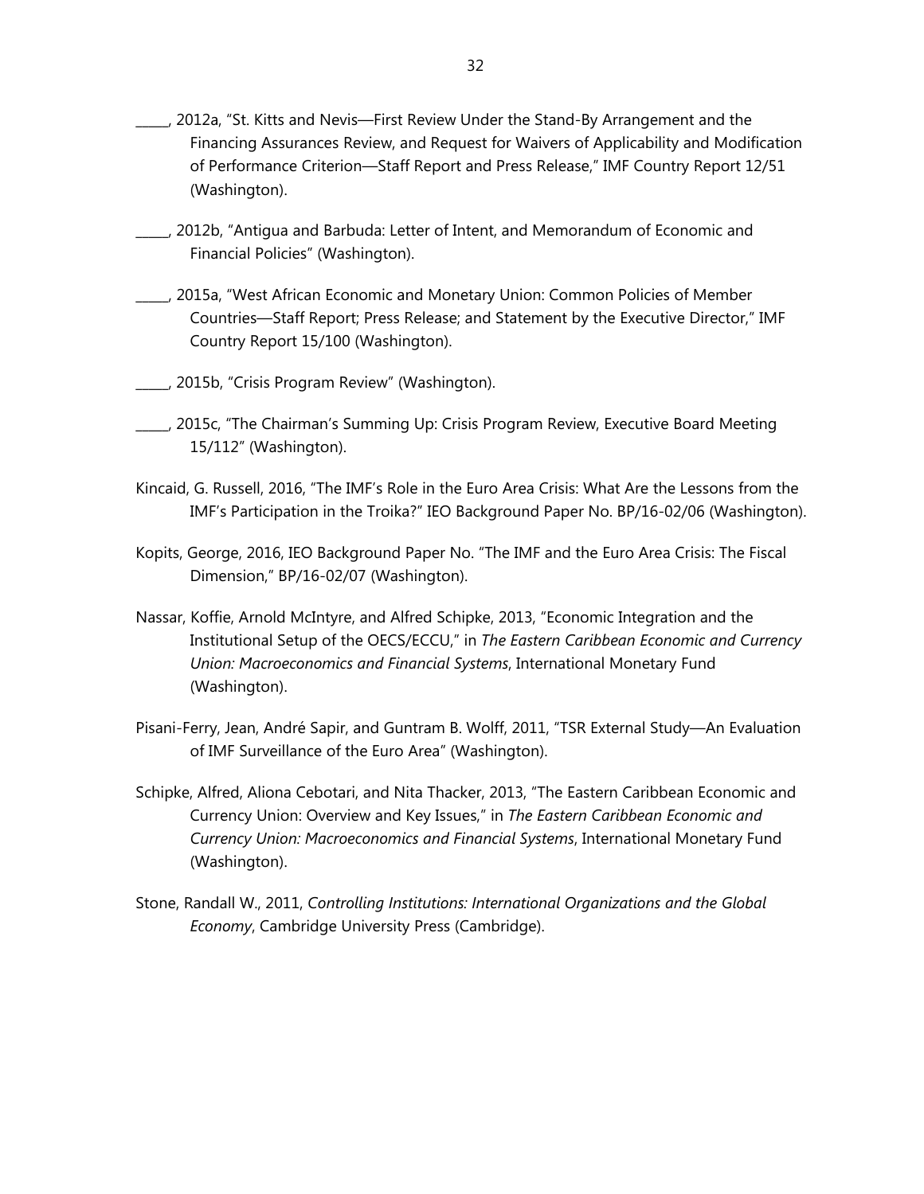_____, 2012a, "St. Kitts and Nevis—First Review Under the Stand-By Arrangement and the Financing Assurances Review, and Request for Waivers of Applicability and Modification of Performance Criterion—Staff Report and Press Release," IMF Country Report 12/51 (Washington).

_____, 2012b, "Antigua and Barbuda: Letter of Intent, and Memorandum of Economic and Financial Policies" (Washington).

_____, 2015a, "West African Economic and Monetary Union: Common Policies of Member Countries—Staff Report; Press Release; and Statement by the Executive Director," IMF Country Report 15/100 (Washington).

_____, 2015b, "Crisis Program Review" (Washington).

_____, 2015c, "The Chairman's Summing Up: Crisis Program Review, Executive Board Meeting 15/112" (Washington).

Kincaid, G. Russell, 2016, "The IMF's Role in the Euro Area Crisis: What Are the Lessons from the IMF's Participation in the Troika?" IEO Background Paper No. BP/16-02/06 (Washington).

Kopits, George, 2016, IEO Background Paper No. "The IMF and the Euro Area Crisis: The Fiscal Dimension," BP/16-02/07 (Washington).

Nassar, Koffie, Arnold McIntyre, and Alfred Schipke, 2013, "Economic Integration and the Institutional Setup of the OECS/ECCU," in *The Eastern Caribbean Economic and Currency Union: Macroeconomics and Financial Systems*, International Monetary Fund (Washington).

Pisani-Ferry, Jean, André Sapir, and Guntram B. Wolff, 2011, "TSR External Study—An Evaluation of IMF Surveillance of the Euro Area" (Washington).

Schipke, Alfred, Aliona Cebotari, and Nita Thacker, 2013, "The Eastern Caribbean Economic and Currency Union: Overview and Key Issues," in *The Eastern Caribbean Economic and Currency Union: Macroeconomics and Financial Systems*, International Monetary Fund (Washington).

Stone, Randall W., 2011, *Controlling Institutions: International Organizations and the Global Economy*, Cambridge University Press (Cambridge).